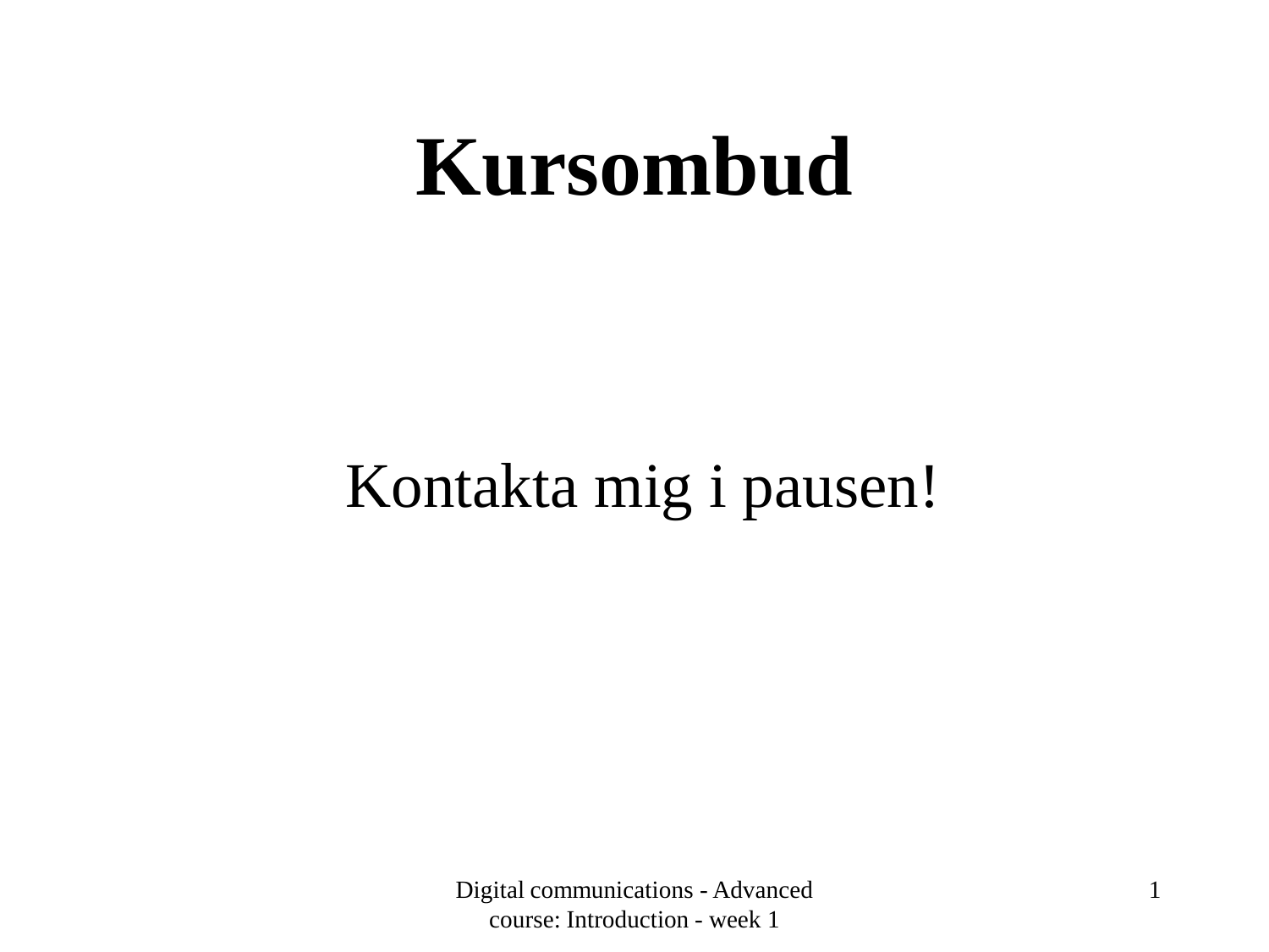# Kursombud

Kontakta mig i pausen!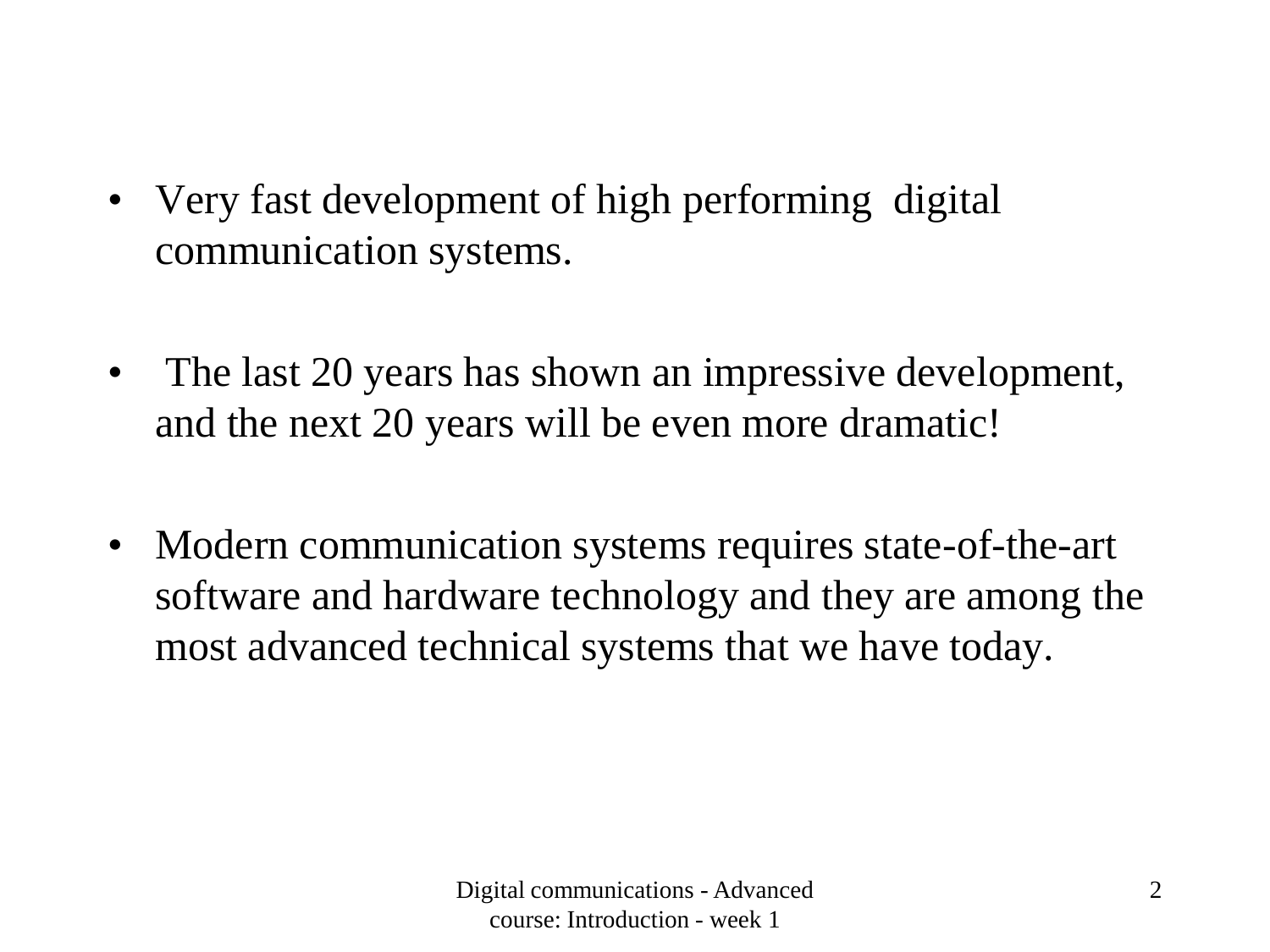- Very fast development of high performing digital communication systems.
- The last 20 years has shown an impressive development, and the next 20 years will be even more dramatic!
- Modern communication systems requires state-of-the-art software and hardware technology and they are among the most advanced technical systems that we have today.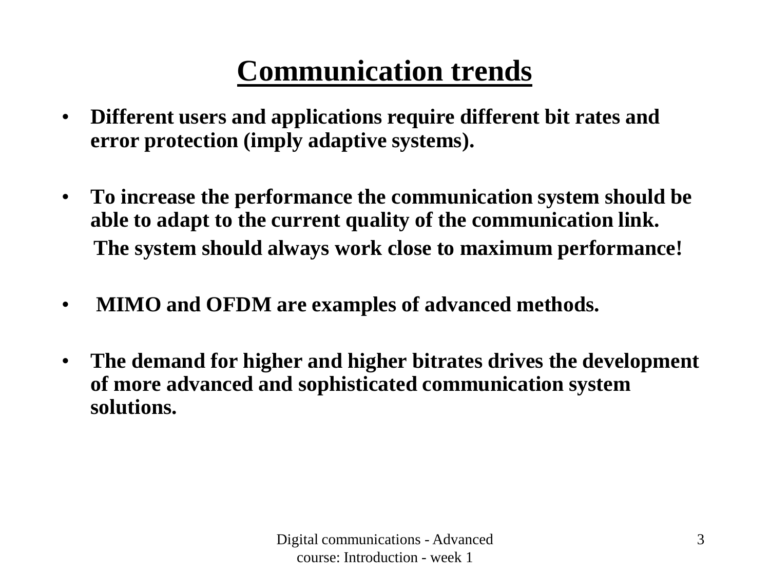# Communication trends

- **Different users and applications require different bit rates and error protection (imply adaptive systems).**
- **To increase the performance the communication system should be able to adapt to the current quality of the communication link.**

  **The system should always work close to maximum performance!**
- **MIMO and OFDM are examples of advanced methods.**
- **The demand for higher and higher bitrates drives the development of more advanced and sophisticated communication system solutions.**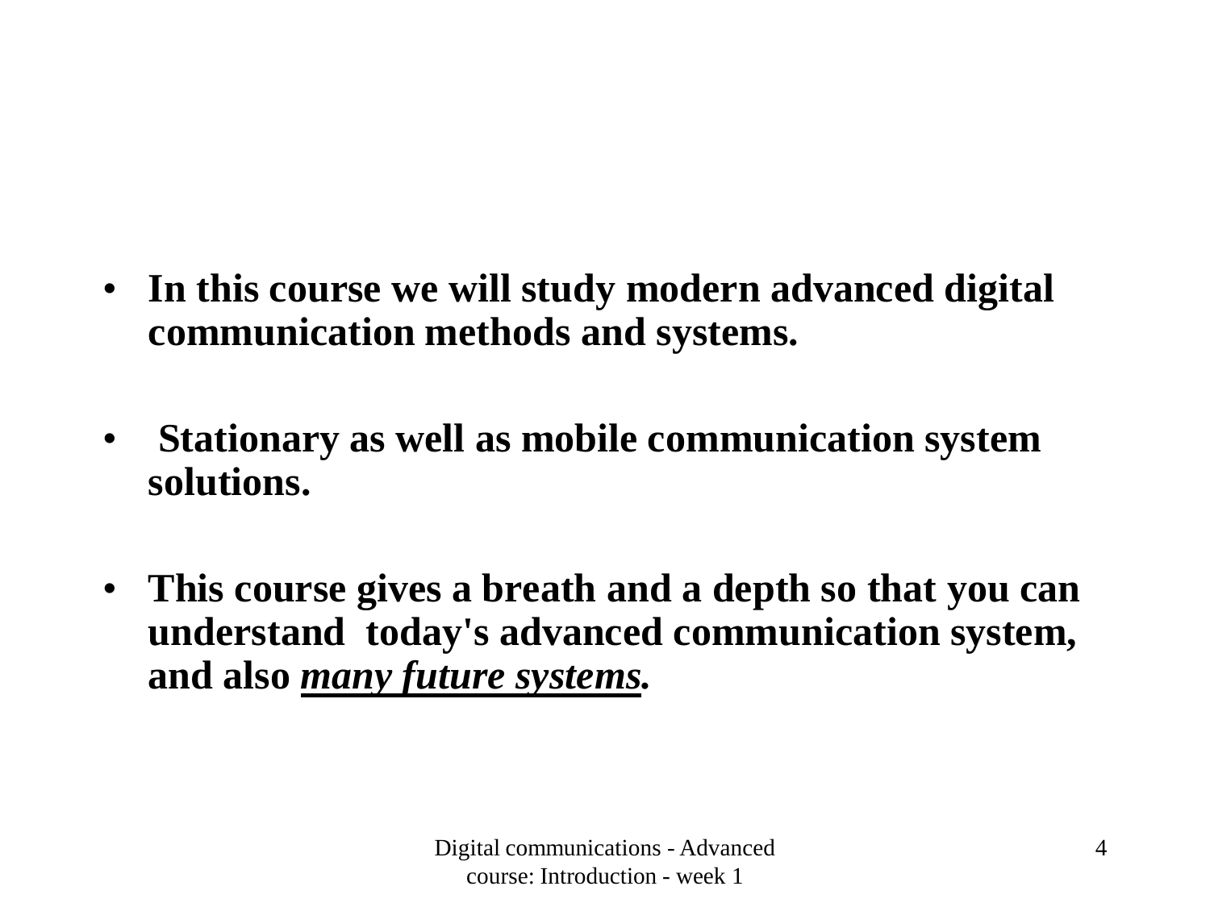- **In this course we will study modern advanced digital communication methods and systems.**

- **Stationary as well as mobile communication system solutions.**

- **This course gives a breath and a depth so that you can understand today's advanced communication system, and also *many future systems*.**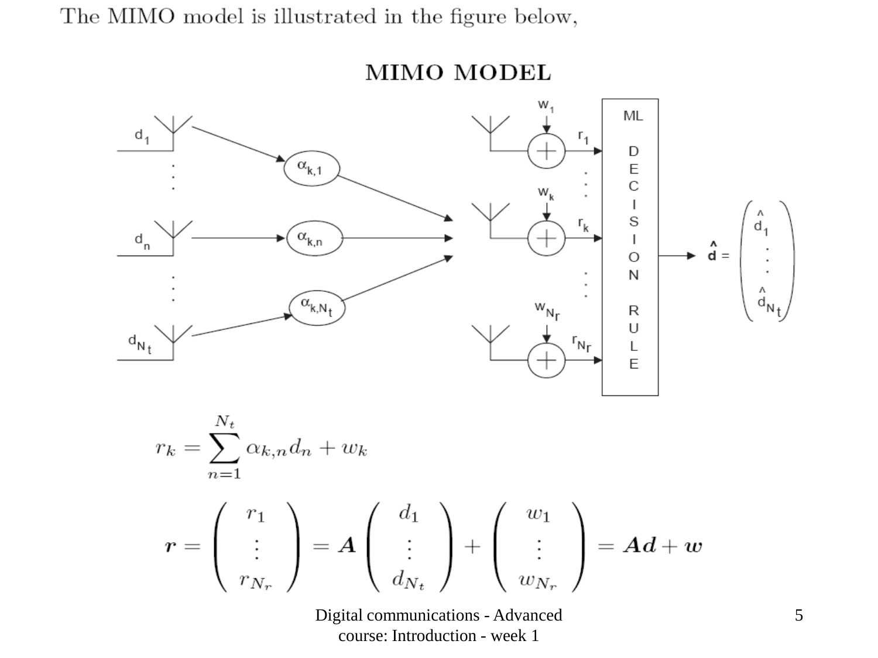The MIMO model is illustrated in the figure below,

**MIMO MODEL**

$d_1$

$d_n$

$d_{N_t}$

$\alpha_{k,1}$

$\alpha_{k,n}$

$\alpha_{k,N_t}$

$w_1$

$w_k$

$w_{N_r}$

$r_1$

$r_k$

$r_{N_r}$

ML DECISION RULE

$\hat{\mathbf{d}} = \begin{pmatrix} \hat{d}_1 \\ \vdots \\ \hat{d}_{N_t} \end{pmatrix}$

$$r_k = \sum_{n=1}^{N_t} \alpha_{k,n} d_n + w_k$$

$$\boldsymbol{r} = \begin{pmatrix} r_1 \\ \vdots \\ r_{N_r} \end{pmatrix} = \boldsymbol{A} \begin{pmatrix} d_1 \\ \vdots \\ d_{N_t} \end{pmatrix} + \begin{pmatrix} w_1 \\ \vdots \\ w_{N_r} \end{pmatrix} = \boldsymbol{A}\boldsymbol{d} + \boldsymbol{w}$$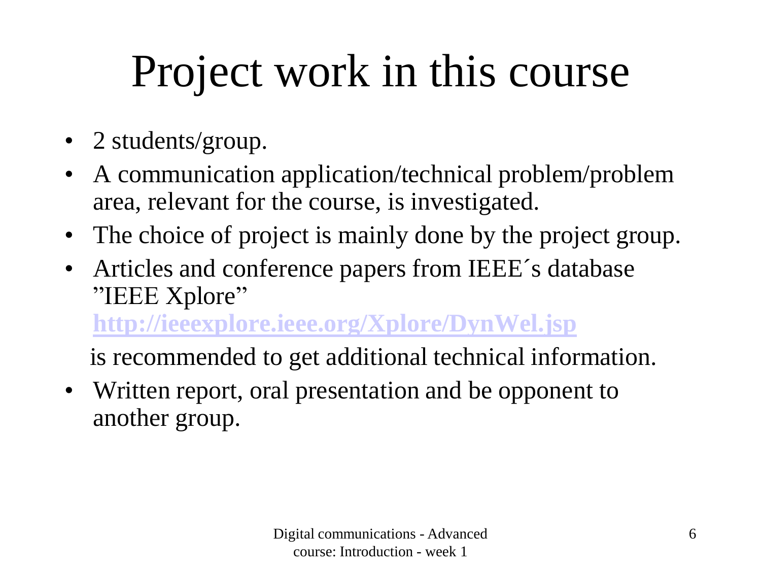# Project work in this course

- 2 students/group.
- A communication application/technical problem/problem area, relevant for the course, is investigated.
- The choice of project is mainly done by the project group.
- Articles and conference papers from IEEE´s database ”IEEE Xplore” [http://ieeexplore.ieee.org/Xplore/DynWel.jsp](http://ieeexplore.ieee.org/Xplore/DynWel.jsp)

  is recommended to get additional technical information.
- Written report, oral presentation and be opponent to another group.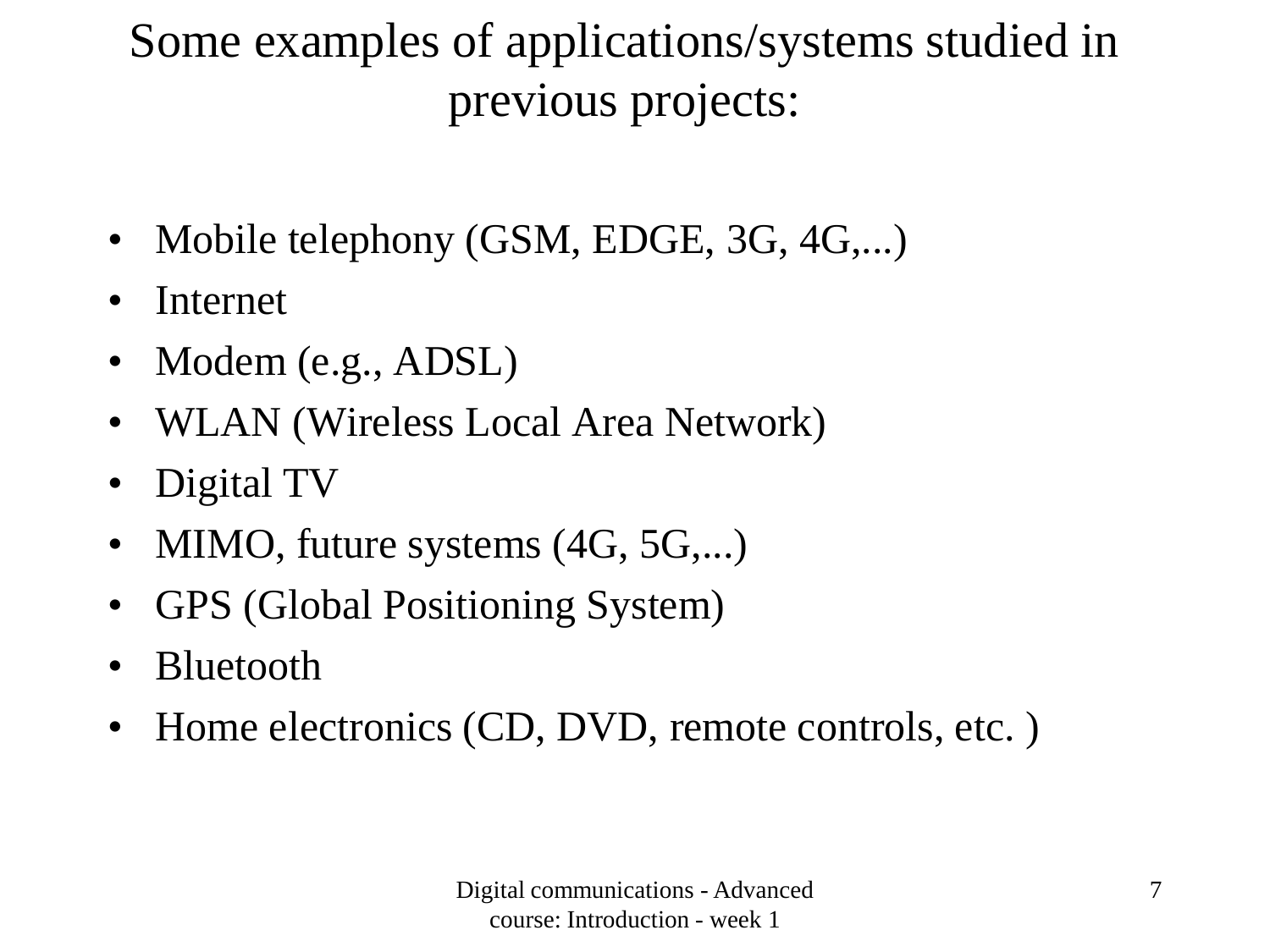# Some examples of applications/systems studied in previous projects:

- Mobile telephony (GSM, EDGE, 3G, 4G,...)
- Internet
- Modem (e.g., ADSL)
- WLAN (Wireless Local Area Network)
- Digital TV
- MIMO, future systems (4G, 5G,...)
- GPS (Global Positioning System)
- Bluetooth
- Home electronics (CD, DVD, remote controls, etc. )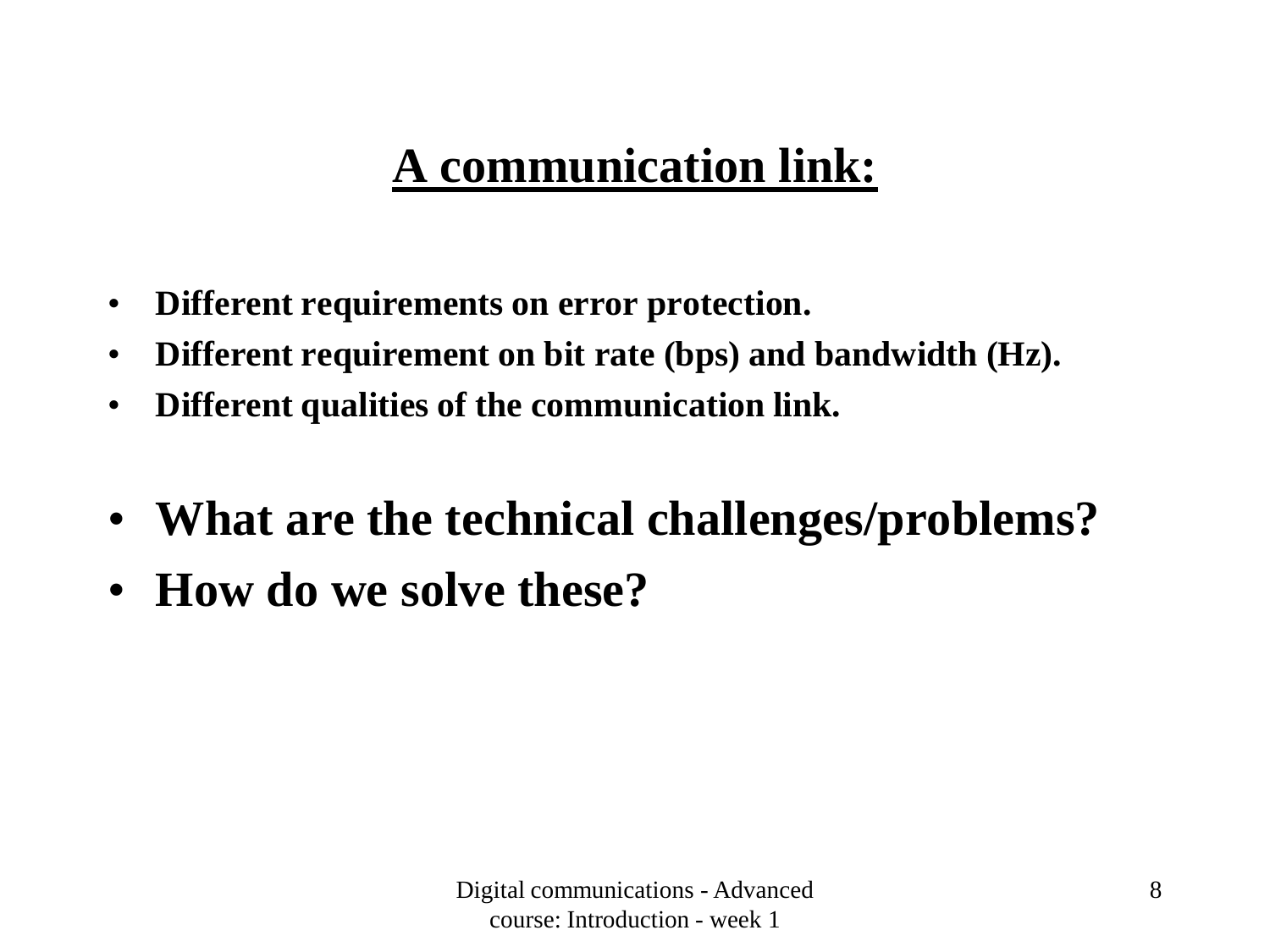# **A communication link:**

- **Different requirements on error protection.**
- **Different requirement on bit rate (bps) and bandwidth (Hz).**
- **Different qualities of the communication link.**

- **What are the technical challenges/problems?**
- **How do we solve these?**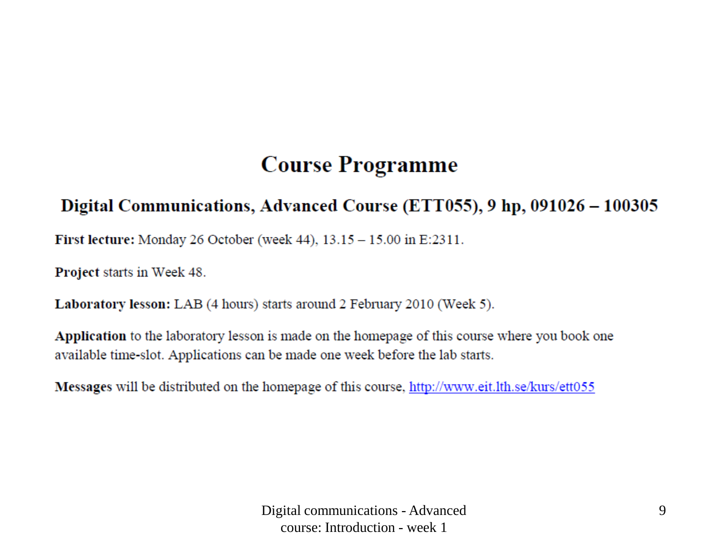# Course Programme

## Digital Communications, Advanced Course (ETT055), 9 hp, 091026 – 100305

**First lecture:** Monday 26 October (week 44), 13.15 – 15.00 in E:2311.

**Project** starts in Week 48.

**Laboratory lesson:** LAB (4 hours) starts around 2 February 2010 (Week 5).

**Application** to the laboratory lesson is made on the homepage of this course where you book one available time-slot. Applications can be made one week before the lab starts.

**Messages** will be distributed on the homepage of this course, http://www.eit.lth.se/kurs/ett055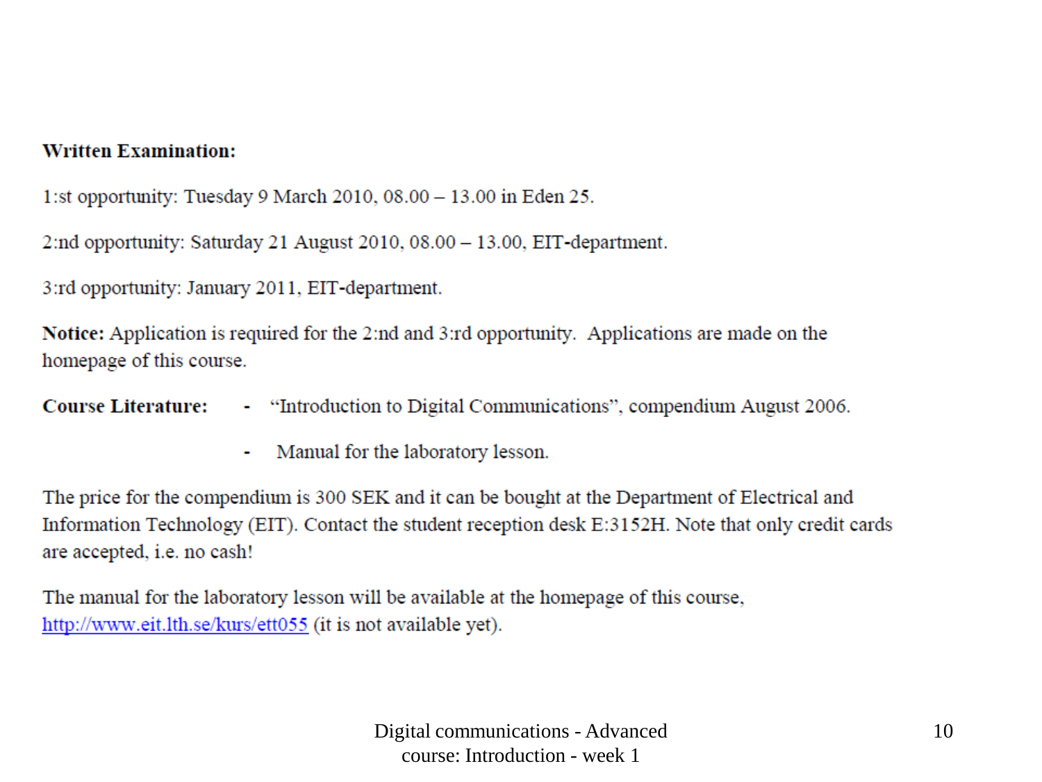**Written Examination:**

1:st opportunity: Tuesday 9 March 2010, 08.00 – 13.00 in Eden 25.

2:nd opportunity: Saturday 21 August 2010, 08.00 – 13.00, EIT-department.

3:rd opportunity: January 2011, EIT-department.

**Notice:** Application is required for the 2:nd and 3:rd opportunity. Applications are made on the homepage of this course.

**Course Literature:**

- "Introduction to Digital Communications", compendium August 2006.
- Manual for the laboratory lesson.

The price for the compendium is 300 SEK and it can be bought at the Department of Electrical and Information Technology (EIT). Contact the student reception desk E:3152H. Note that only credit cards are accepted, i.e. no cash!

The manual for the laboratory lesson will be available at the homepage of this course, [http://www.eit.lth.se/kurs/ett055](http://www.eit.lth.se/kurs/ett055) (it is not available yet).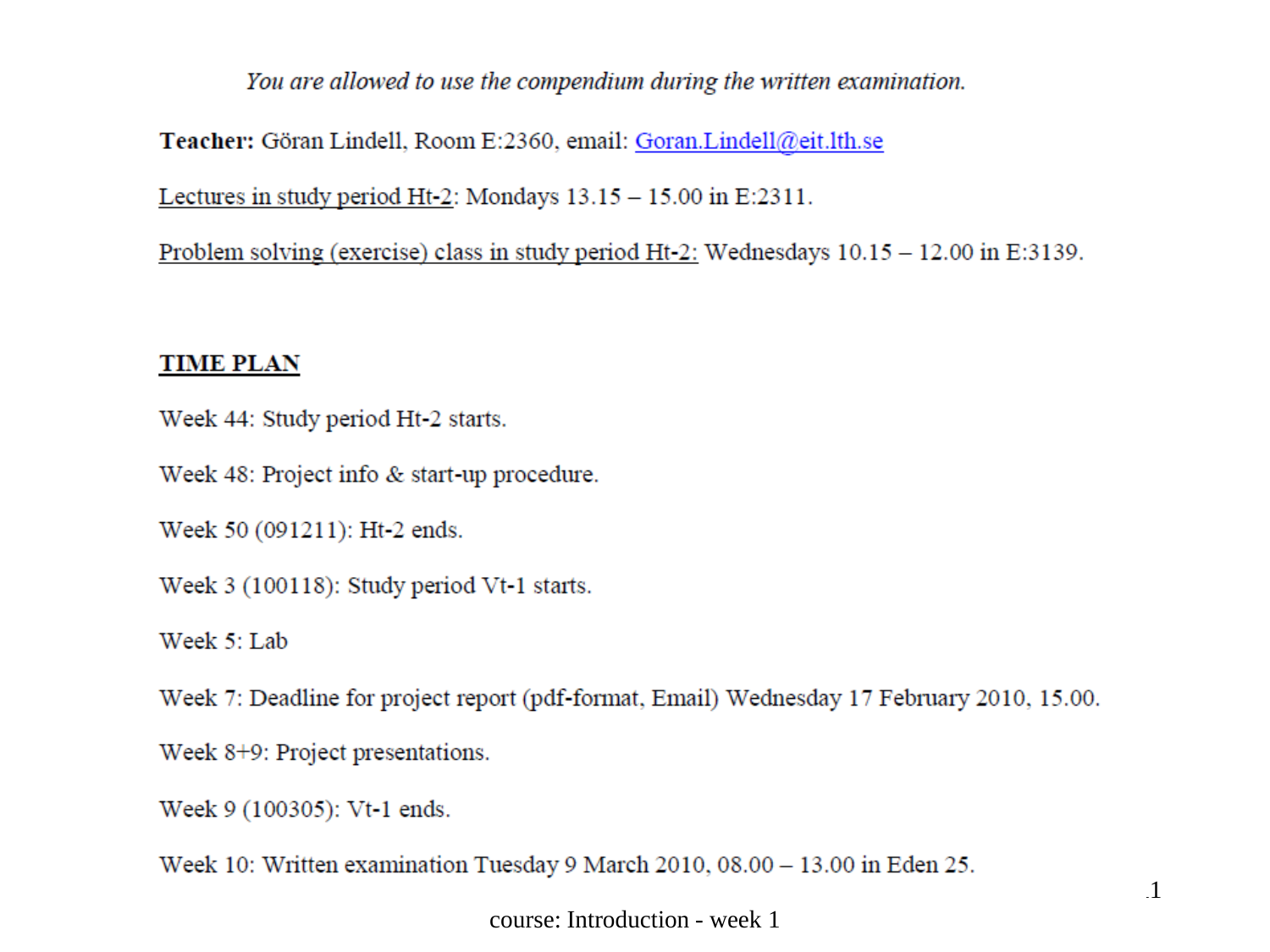*You are allowed to use the compendium during the written examination.*

**Teacher:** Göran Lindell, Room E:2360, email: Goran.Lindell@eit.lth.se

Lectures in study period Ht-2: Mondays 13.15 – 15.00 in E:2311.

Problem solving (exercise) class in study period Ht-2: Wednesdays 10.15 – 12.00 in E:3139.

## TIME PLAN

Week 44: Study period Ht-2 starts.

Week 48: Project info & start-up procedure.

Week 50 (091211): Ht-2 ends.

Week 3 (100118): Study period Vt-1 starts.

Week 5: Lab

Week 7: Deadline for project report (pdf-format, Email) Wednesday 17 February 2010, 15.00.

Week 8+9: Project presentations.

Week 9 (100305): Vt-1 ends.

Week 10: Written examination Tuesday 9 March 2010, 08.00 – 13.00 in Eden 25.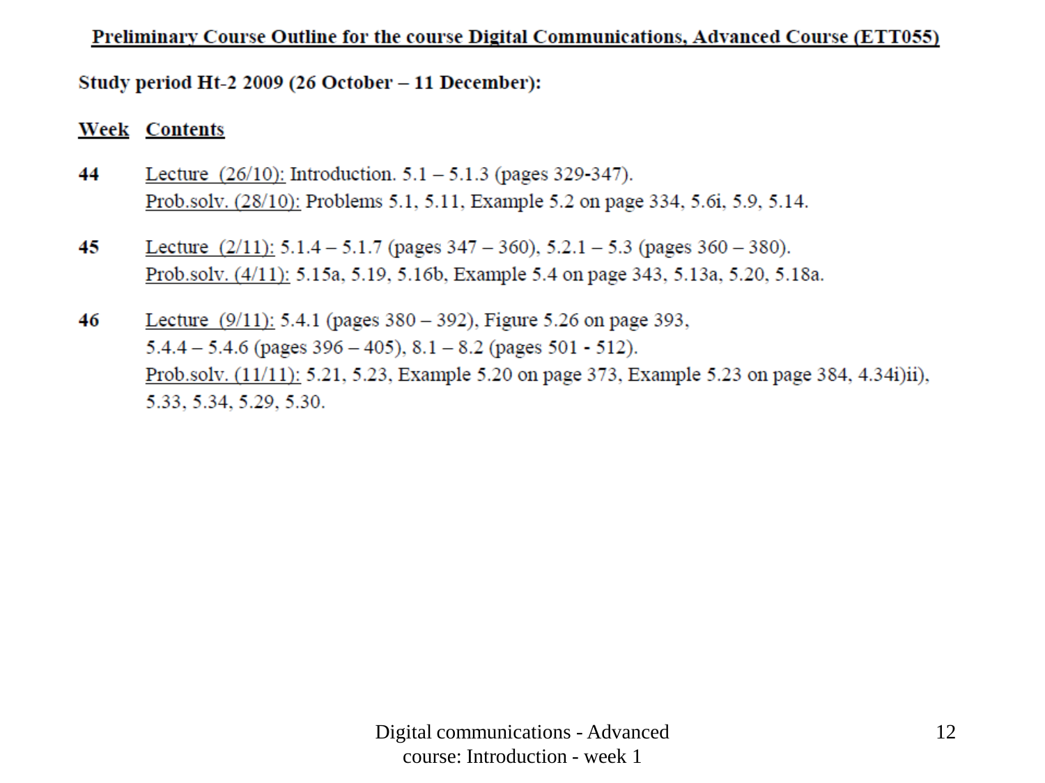## Preliminary Course Outline for the course Digital Communications, Advanced Course (ETT055)

**Study period Ht-2 2009 (26 October – 11 December):**

**Week** **Contents**

**44**
Lecture (26/10): Introduction. 5.1 – 5.1.3 (pages 329-347).
Prob.solv. (28/10): Problems 5.1, 5.11, Example 5.2 on page 334, 5.6i, 5.9, 5.14.

**45**
Lecture (2/11): 5.1.4 – 5.1.7 (pages 347 – 360), 5.2.1 – 5.3 (pages 360 – 380).
Prob.solv. (4/11): 5.15a, 5.19, 5.16b, Example 5.4 on page 343, 5.13a, 5.20, 5.18a.

**46**
Lecture (9/11): 5.4.1 (pages 380 – 392), Figure 5.26 on page 393, 5.4.4 – 5.4.6 (pages 396 – 405), 8.1 – 8.2 (pages 501 - 512).
Prob.solv. (11/11): 5.21, 5.23, Example 5.20 on page 373, Example 5.23 on page 384, 4.34i)ii), 5.33, 5.34, 5.29, 5.30.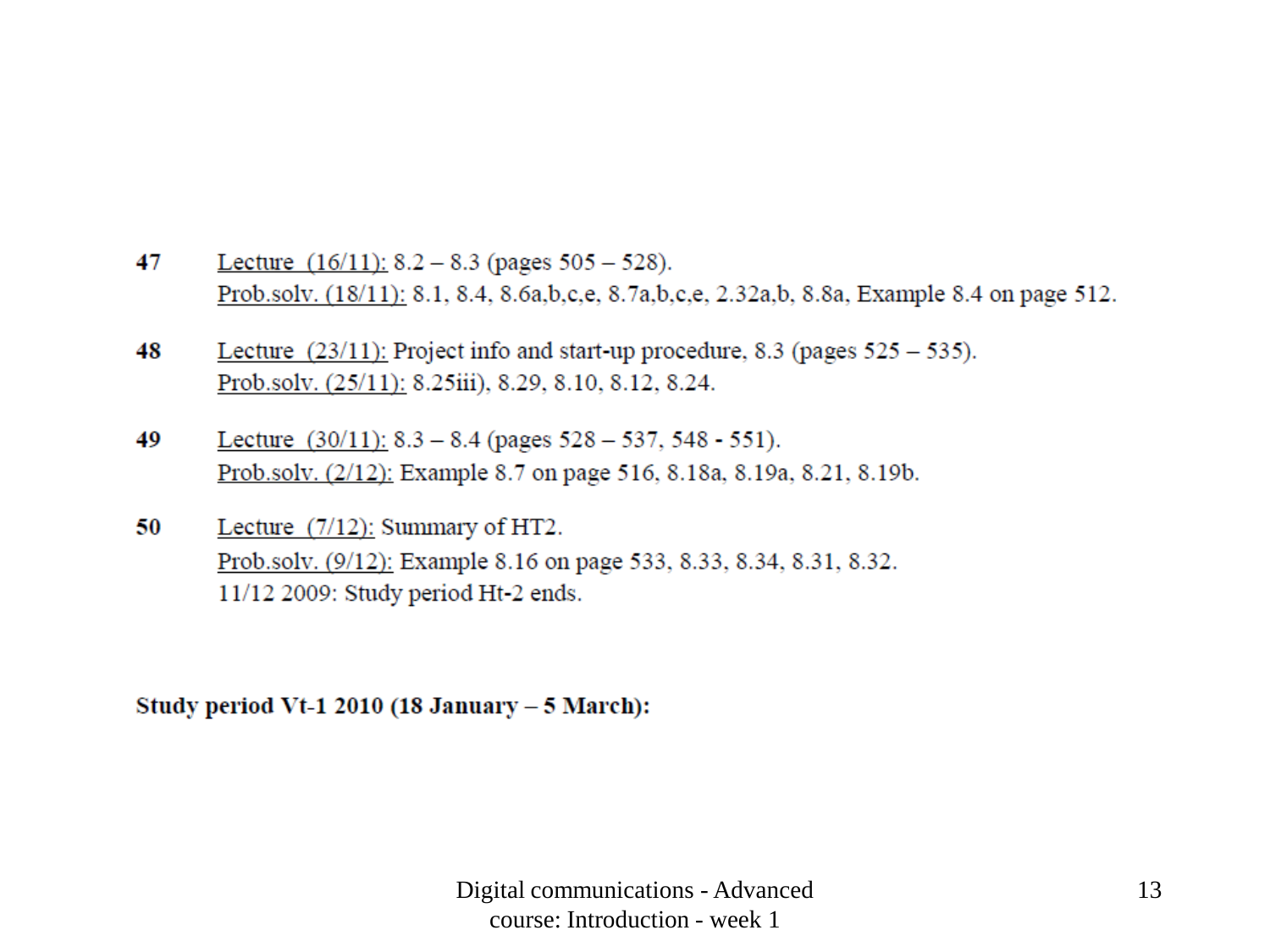**47** Lecture (16/11): 8.2 – 8.3 (pages 505 – 528).
Prob.solv. (18/11): 8.1, 8.4, 8.6a,b,c,e, 8.7a,b,c,e, 2.32a,b, 8.8a, Example 8.4 on page 512.

**48** Lecture (23/11): Project info and start-up procedure, 8.3 (pages 525 – 535).
Prob.solv. (25/11): 8.25iii), 8.29, 8.10, 8.12, 8.24.

**49** Lecture (30/11): 8.3 – 8.4 (pages 528 – 537, 548 - 551).
Prob.solv. (2/12): Example 8.7 on page 516, 8.18a, 8.19a, 8.21, 8.19b.

**50** Lecture (7/12): Summary of HT2.
Prob.solv. (9/12): Example 8.16 on page 533, 8.33, 8.34, 8.31, 8.32.
11/12 2009: Study period Ht-2 ends.

**Study period Vt-1 2010 (18 January – 5 March):**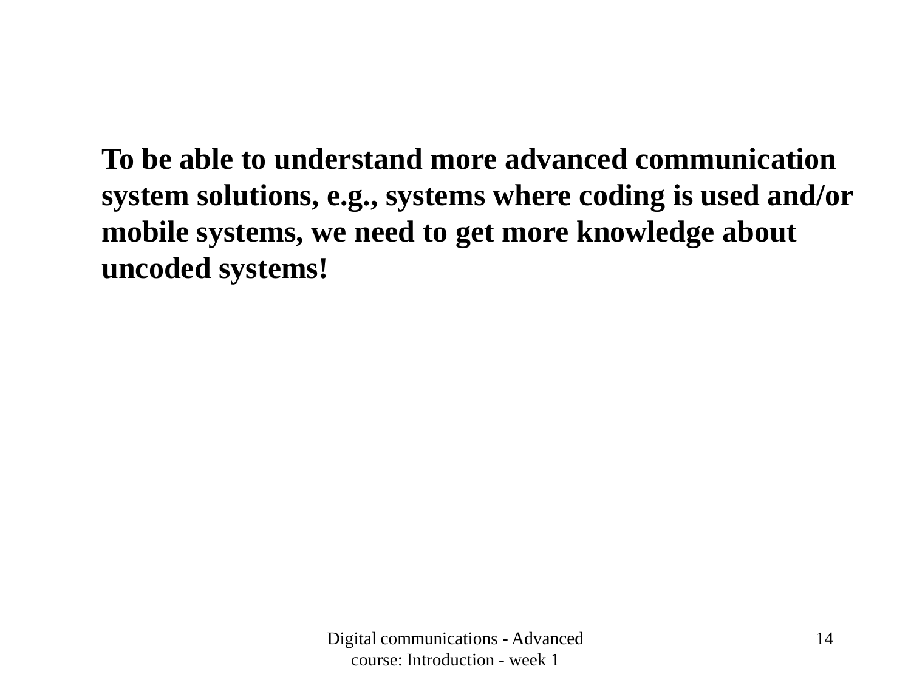**To be able to understand more advanced communication system solutions, e.g., systems where coding is used and/or mobile systems, we need to get more knowledge about uncoded systems!**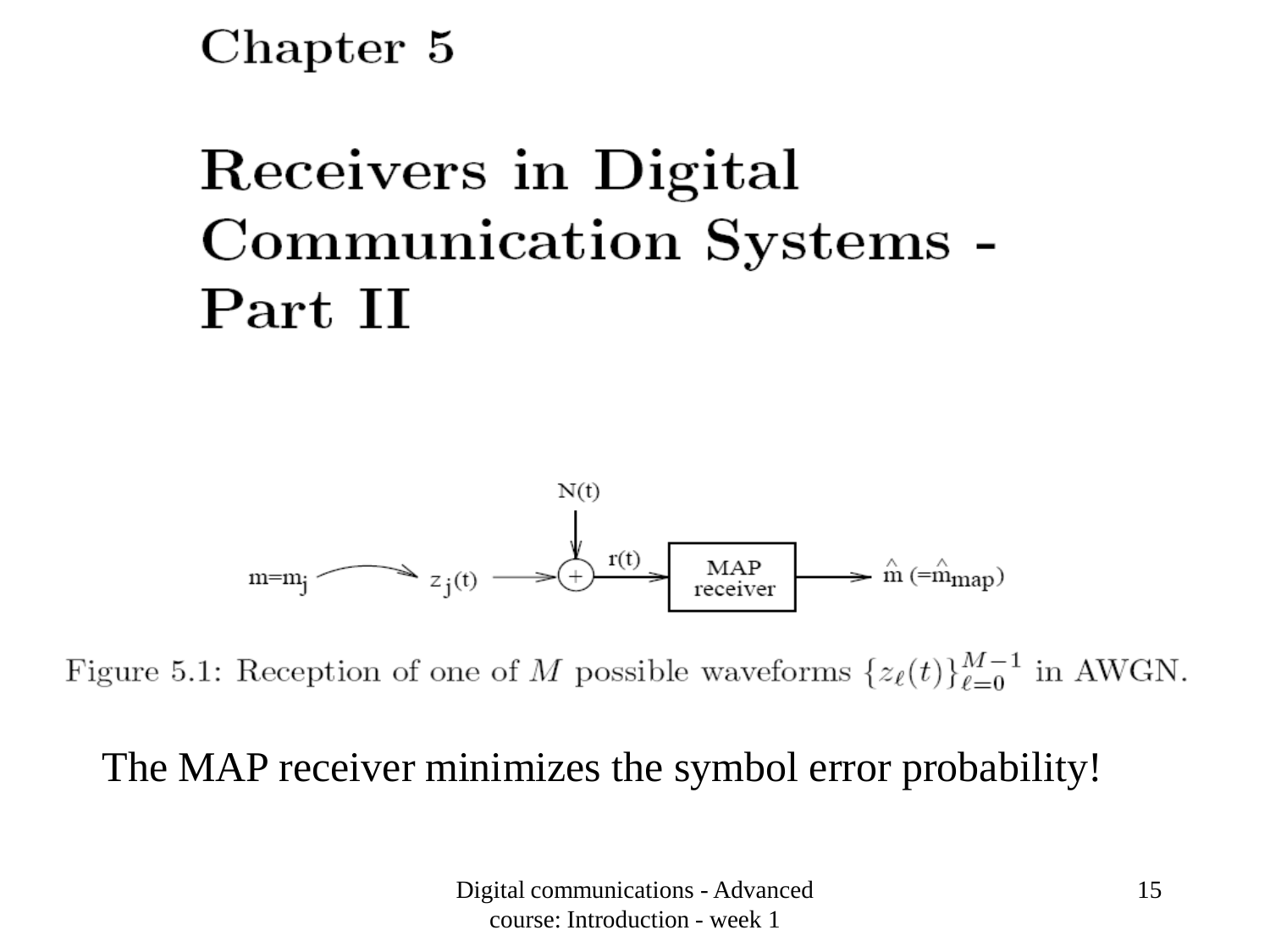# Chapter 5

# Receivers in Digital Communication Systems - Part II

Figure 5.1: Reception of one of $M$ possible waveforms $\{z_\ell(t)\}_{\ell=0}^{M-1}$ in AWGN.

The MAP receiver minimizes the symbol error probability!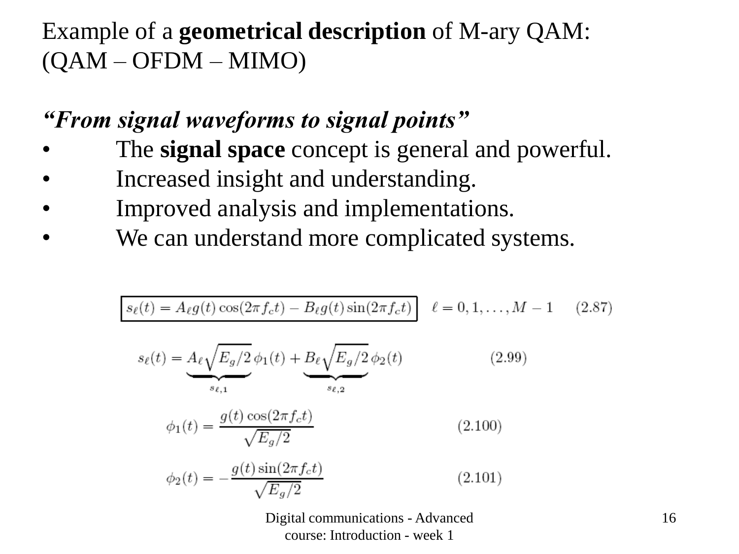Example of a **geometrical description** of M-ary QAM:
(QAM – OFDM – MIMO)

***"From signal waveforms to signal points"***

- The **signal space** concept is general and powerful.
- Increased insight and understanding.
- Improved analysis and implementations.
- We can understand more complicated systems.

$$\boxed{s_\ell(t) = A_\ell g(t)\cos(2\pi f_c t) - B_\ell g(t)\sin(2\pi f_c t)} \quad \ell = 0, 1, \ldots, M-1 \qquad (2.87)$$

$$s_\ell(t) = \underbrace{A_\ell\sqrt{E_g/2}}_{s_{\ell,1}}\,\phi_1(t) + \underbrace{B_\ell\sqrt{E_g/2}}_{s_{\ell,2}}\,\phi_2(t) \qquad (2.99)$$

$$\phi_1(t) = \frac{g(t)\cos(2\pi f_c t)}{\sqrt{E_g/2}} \qquad (2.100)$$

$$\phi_2(t) = -\frac{g(t)\sin(2\pi f_c t)}{\sqrt{E_g/2}} \qquad (2.101)$$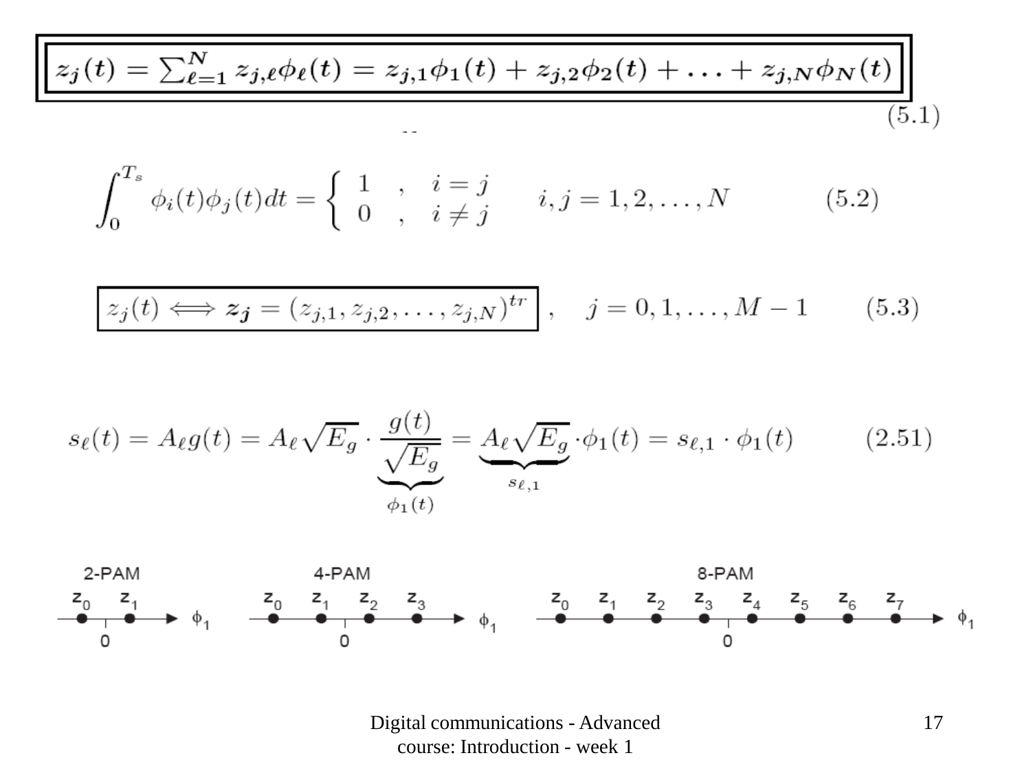$$\boxed{\boldsymbol{z_j(t) = \sum_{\ell=1}^{N} z_{j,\ell}\phi_\ell(t) = z_{j,1}\phi_1(t) + z_{j,2}\phi_2(t) + \ldots + z_{j,N}\phi_N(t)}} \qquad (5.1)$$

$$\int_0^{T_s} \phi_i(t)\phi_j(t)dt = \begin{cases} 1 & , \quad i = j \\ 0 & , \quad i \neq j \end{cases} \qquad i, j = 1, 2, \ldots, N \qquad (5.2)$$

$$\boxed{z_j(t) \Longleftrightarrow \boldsymbol{z_j} = (z_{j,1}, z_{j,2}, \ldots, z_{j,N})^{tr}} \, , \quad j = 0, 1, \ldots, M-1 \qquad (5.3)$$

$$s_\ell(t) = A_\ell g(t) = A_\ell \sqrt{E_g} \cdot \underbrace{\frac{g(t)}{\sqrt{E_g}}}_{\phi_1(t)} = \underbrace{A_\ell \sqrt{E_g}}_{s_{\ell,1}} \cdot \phi_1(t) = s_{\ell,1} \cdot \phi_1(t) \qquad (2.51)$$

2-PAM

$z_0$ $z_1$ $\phi_1$

0

4-PAM

$z_0$ $z_1$ $z_2$ $z_3$ $\phi_1$

0

8-PAM

$z_0$ $z_1$ $z_2$ $z_3$ $z_4$ $z_5$ $z_6$ $z_7$ $\phi_1$

0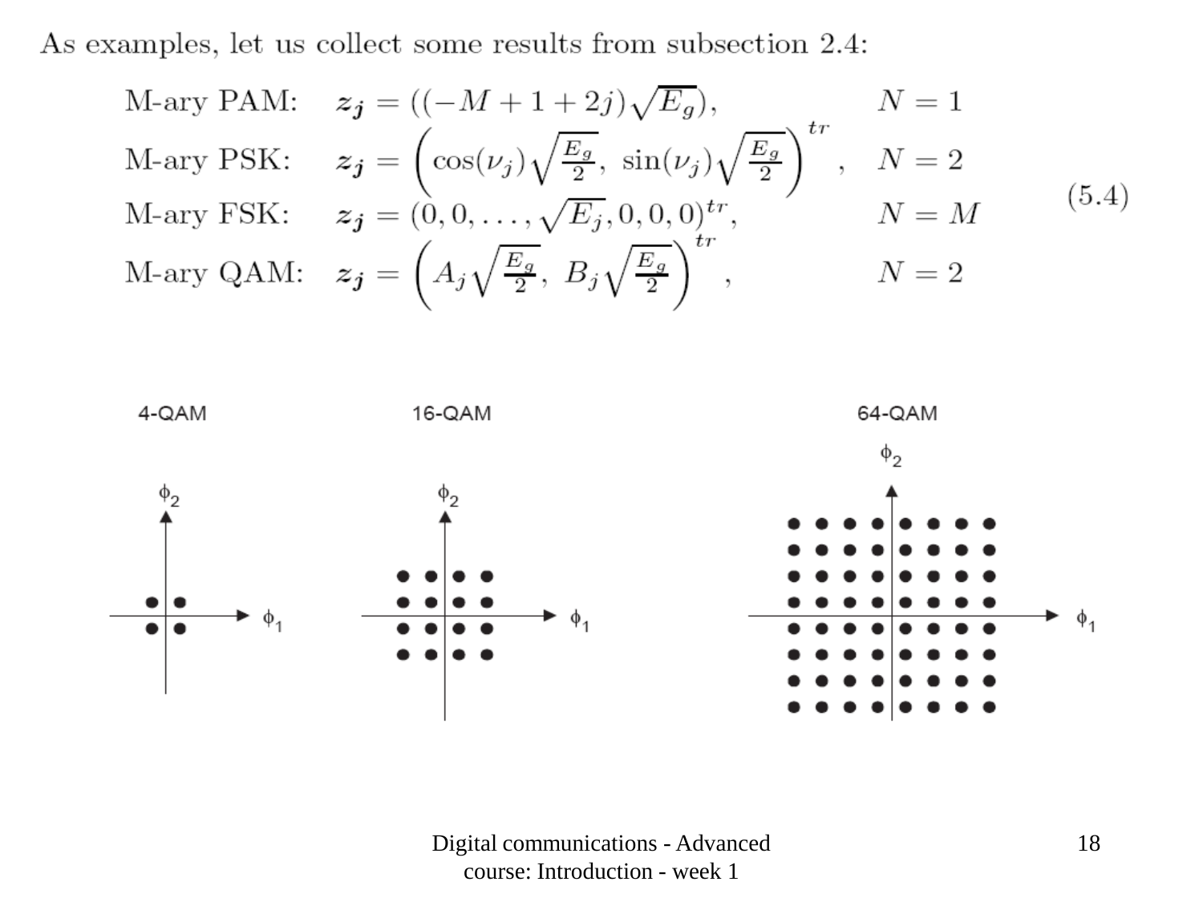As examples, let us collect some results from subsection 2.4:

$$
\begin{aligned}
&\text{M-ary PAM:} \quad && \boldsymbol{z_j} = ((-M+1+2j)\sqrt{E_g}), && N = 1 \\
&\text{M-ary PSK:} \quad && \boldsymbol{z_j} = \left(\cos(\nu_j)\sqrt{\tfrac{E_g}{2}},\ \sin(\nu_j)\sqrt{\tfrac{E_g}{2}}\right)^{tr}, && N = 2 \\
&\text{M-ary FSK:} \quad && \boldsymbol{z_j} = (0, 0, \ldots, \sqrt{E_j}, 0, 0, 0)^{tr}, && N = M \\
&\text{M-ary QAM:} \quad && \boldsymbol{z_j} = \left(A_j\sqrt{\tfrac{E_g}{2}},\ B_j\sqrt{\tfrac{E_g}{2}}\right)^{tr}, && N = 2
\end{aligned}
\tag{5.4}
$$

4-QAM

$\phi_2$

$\phi_1$

16-QAM

$\phi_2$

$\phi_1$

64-QAM

$\phi_2$

$\phi_1$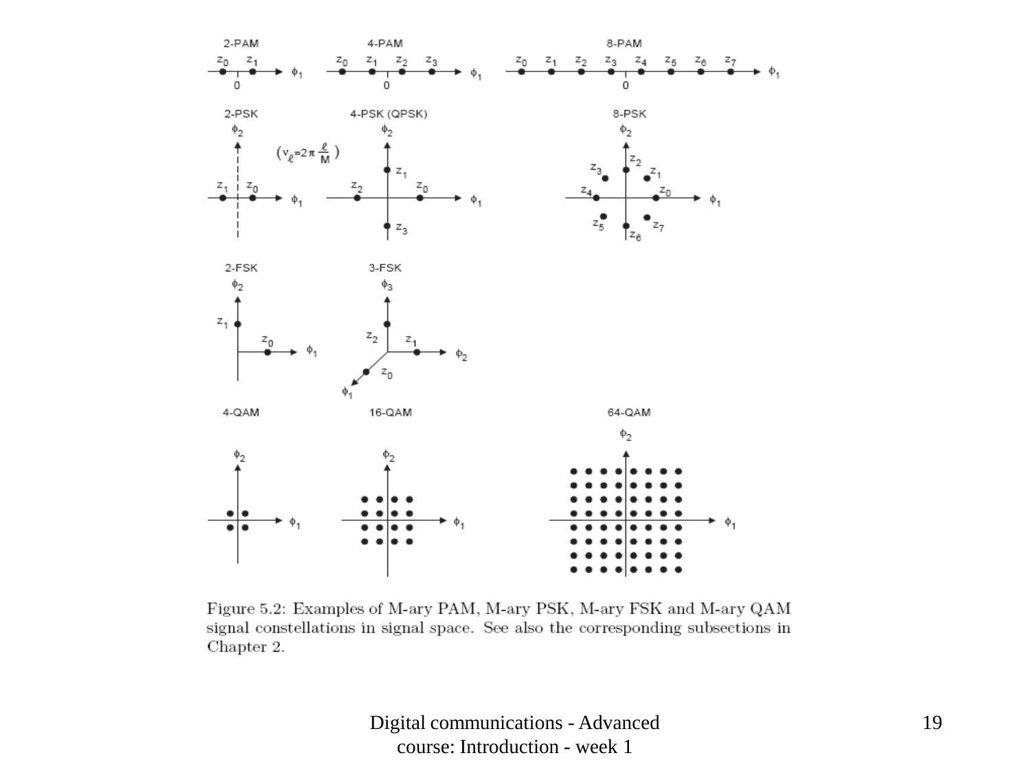2-PAM

$z_0$ $z_1$ $\phi_1$

0

4-PAM

$z_0$ $z_1$ $z_2$ $z_3$ $\phi_1$

0

8-PAM

$z_0$ $z_1$ $z_2$ $z_3$ $z_4$ $z_5$ $z_6$ $z_7$ $\phi_1$

0

2-PSK

$\phi_2$

$(\nu_\ell = 2\pi \frac{\ell}{M})$

$z_1$ $z_0$ $\phi_1$

4-PSK (QPSK)

$\phi_2$

$z_1$ $z_2$ $z_0$ $z_3$ $\phi_1$

8-PSK

$\phi_2$

$z_2$ $z_3$ $z_1$ $z_4$ $z_0$ $z_5$ $z_7$ $z_6$ $\phi_1$

2-FSK

$\phi_2$

$z_1$ $z_0$ $\phi_1$

3-FSK

$\phi_3$

$z_2$ $z_1$ $\phi_2$ $z_0$ $\phi_1$

4-QAM

$\phi_2$ $\phi_1$

16-QAM

$\phi_2$ $\phi_1$

64-QAM

$\phi_2$ $\phi_1$

Figure 5.2: Examples of M-ary PAM, M-ary PSK, M-ary FSK and M-ary QAM signal constellations in signal space. See also the corresponding subsections in Chapter 2.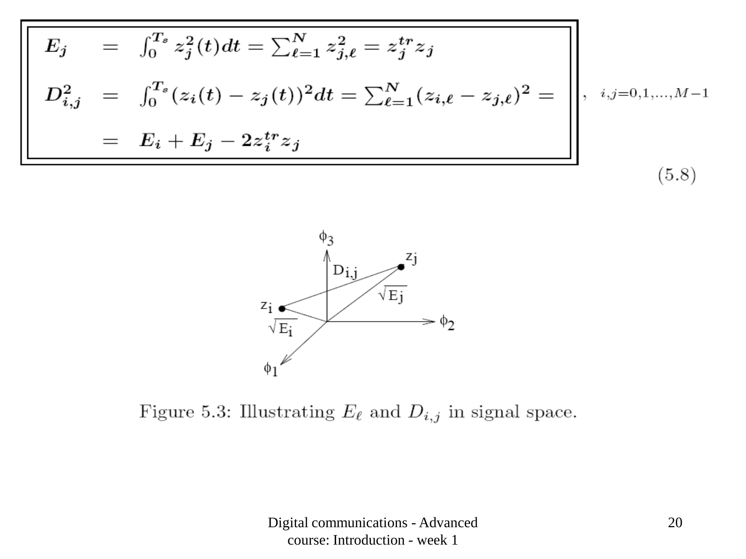$$
\begin{aligned}
E_j &= \int_0^{T_s} z_j^2(t)\,dt = \sum_{\ell=1}^{N} z_{j,\ell}^2 = z_j^{tr} z_j \\
D_{i,j}^2 &= \int_0^{T_s} (z_i(t) - z_j(t))^2\,dt = \sum_{\ell=1}^{N} (z_{i,\ell} - z_{j,\ell})^2 = \\
&= E_i + E_j - 2 z_i^{tr} z_j
\end{aligned}
\quad , \quad i,j = 0,1,\ldots,M-1 \qquad (5.8)
$$

$\phi_3$

$z_j$

$D_{i,j}$

$\sqrt{E_j}$

$z_i$

$\sqrt{E_i}$

$\phi_2$

$\phi_1$

Figure 5.3: Illustrating $E_\ell$ and $D_{i,j}$ in signal space.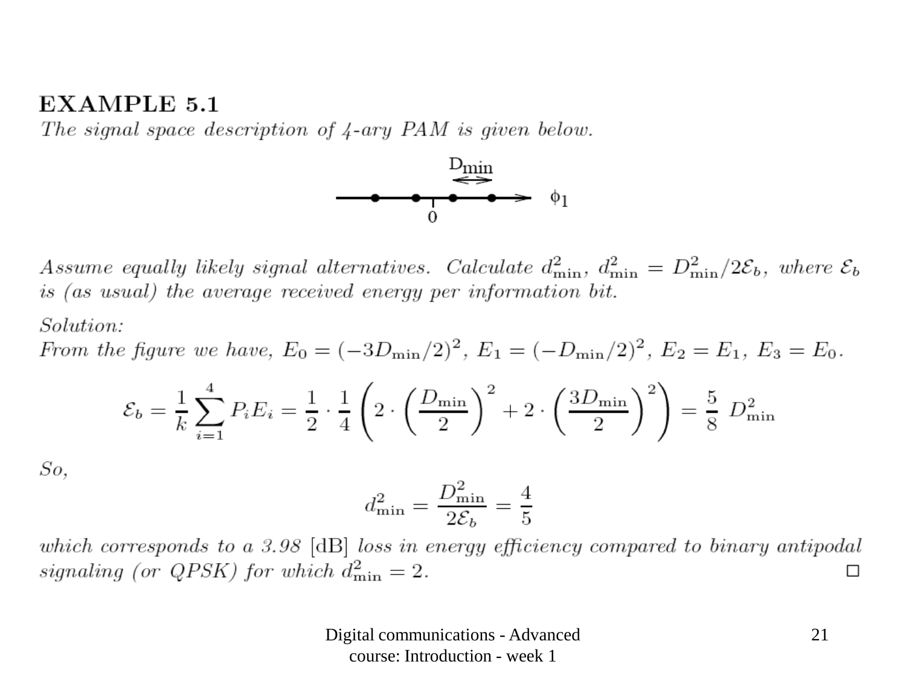**EXAMPLE 5.1**

*The signal space description of 4-ary PAM is given below.*

$D_{\min}$

0

$\phi_1$

*Assume equally likely signal alternatives. Calculate* $d^2_{\min}$, $d^2_{\min} = D^2_{\min}/2\mathcal{E}_b$, *where* $\mathcal{E}_b$ *is (as usual) the average received energy per information bit.*

*Solution:*

*From the figure we have,* $E_0 = (-3D_{\min}/2)^2$, $E_1 = (-D_{\min}/2)^2$, $E_2 = E_1$, $E_3 = E_0$.

$$\mathcal{E}_b = \frac{1}{k}\sum_{i=1}^{4} P_i E_i = \frac{1}{2}\cdot\frac{1}{4}\left(2\cdot\left(\frac{D_{\min}}{2}\right)^2 + 2\cdot\left(\frac{3D_{\min}}{2}\right)^2\right) = \frac{5}{8}\ D^2_{\min}$$

*So,*

$$d^2_{\min} = \frac{D^2_{\min}}{2\mathcal{E}_b} = \frac{4}{5}$$

*which corresponds to a 3.98* [dB] *loss in energy efficiency compared to binary antipodal signaling (or QPSK) for which* $d^2_{\min} = 2$. □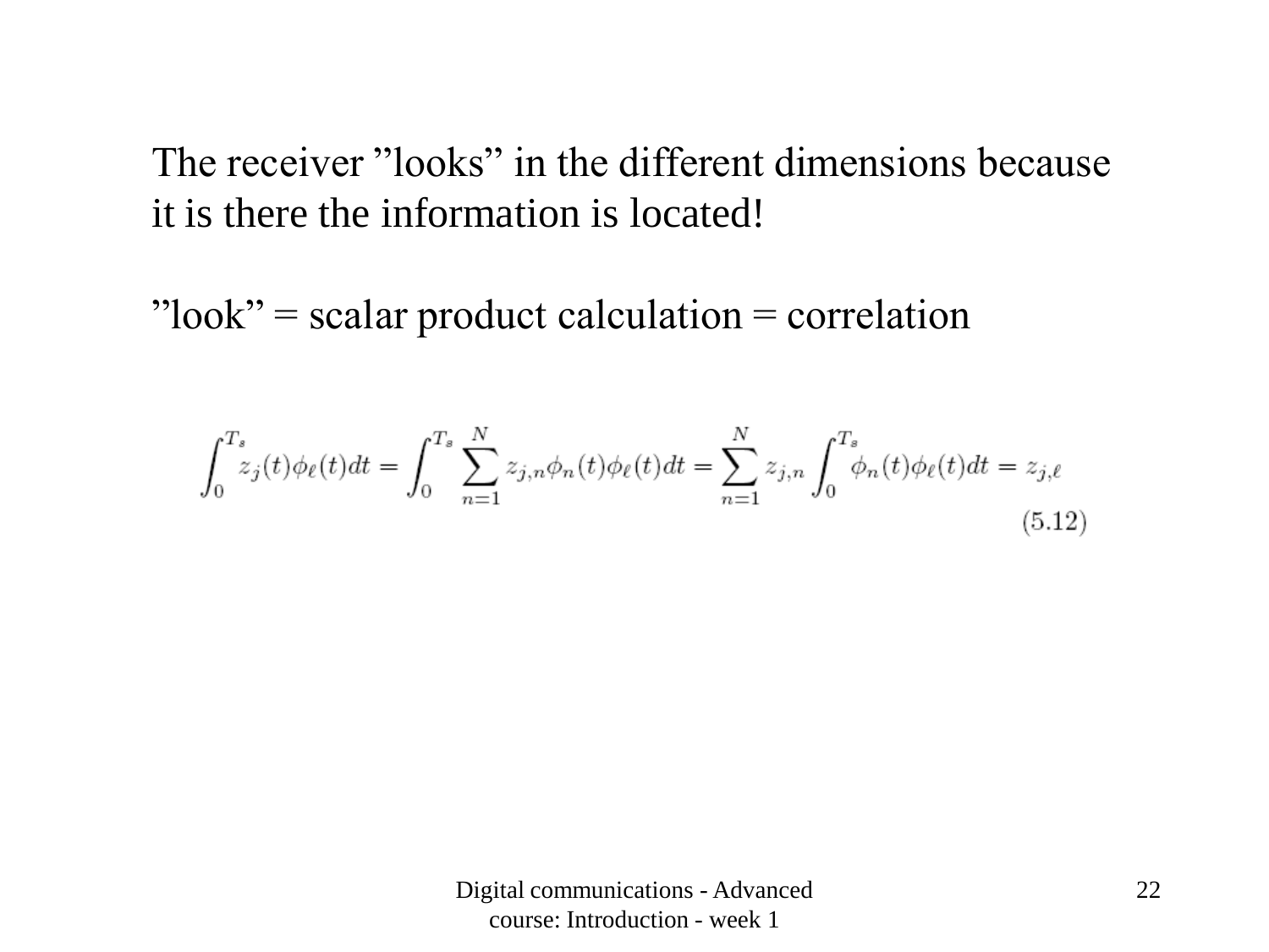The receiver ”looks” in the different dimensions because it is there the information is located!

”look” = scalar product calculation = correlation

$$\int_0^{T_s} z_j(t)\phi_\ell(t)dt = \int_0^{T_s} \sum_{n=1}^{N} z_{j,n}\phi_n(t)\phi_\ell(t)dt = \sum_{n=1}^{N} z_{j,n} \int_0^{T_s} \phi_n(t)\phi_\ell(t)dt = z_{j,\ell} \tag{5.12}$$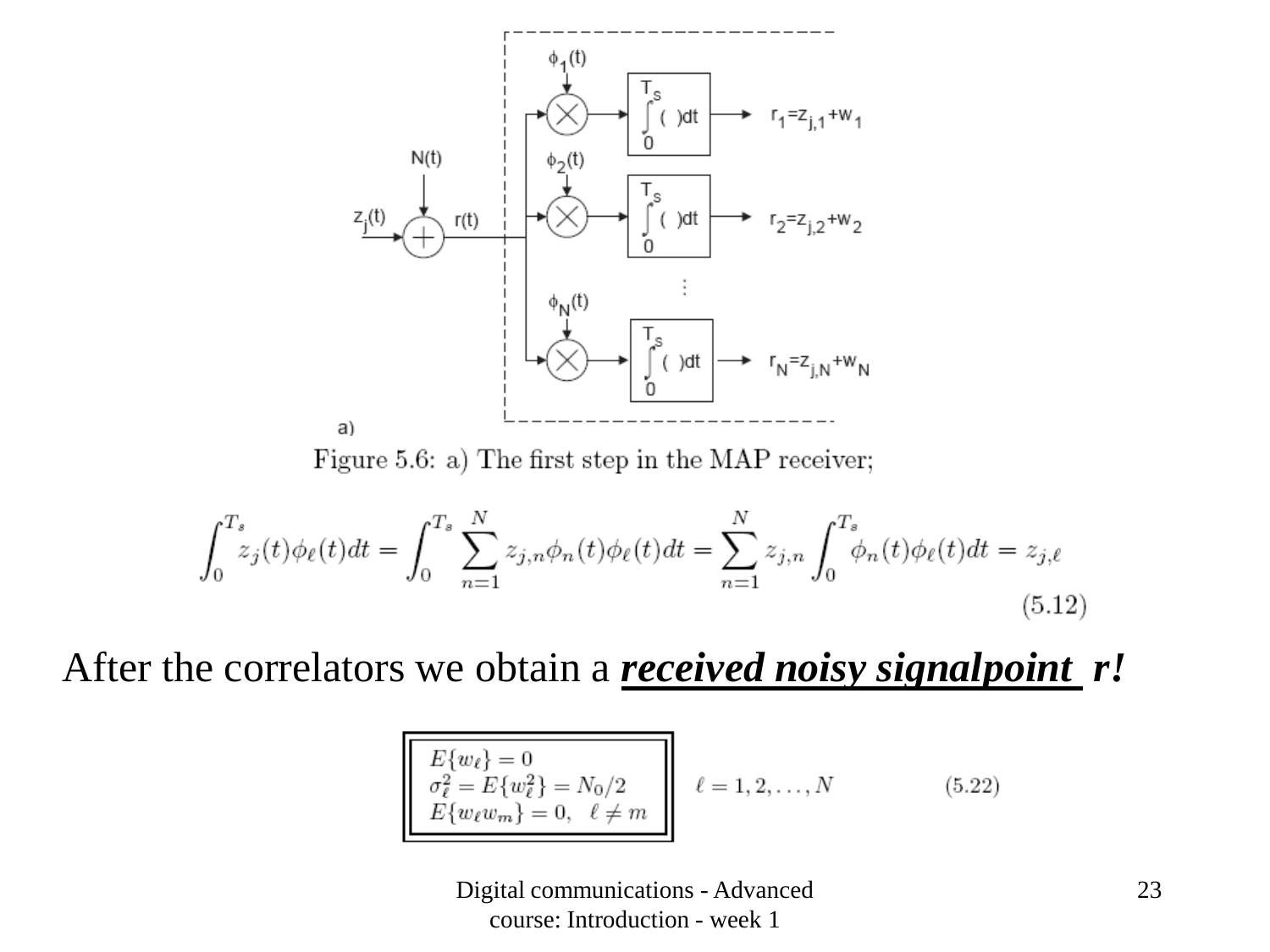a)

Figure 5.6: a) The first step in the MAP receiver;

$$\int_0^{T_s} z_j(t)\phi_\ell(t)dt = \int_0^{T_s} \sum_{n=1}^{N} z_{j,n}\phi_n(t)\phi_\ell(t)dt = \sum_{n=1}^{N} z_{j,n} \int_0^{T_s} \phi_n(t)\phi_\ell(t)dt = z_{j,\ell} \tag{5.12}$$

After the correlators we obtain a ***received noisy signalpoint* r!**

$$\boxed{\begin{array}{l} E\{w_\ell\} = 0 \\ \sigma_\ell^2 = E\{w_\ell^2\} = N_0/2 \\ E\{w_\ell w_m\} = 0, \;\; \ell \neq m \end{array}} \quad \ell = 1, 2, \ldots, N \tag{5.22}$$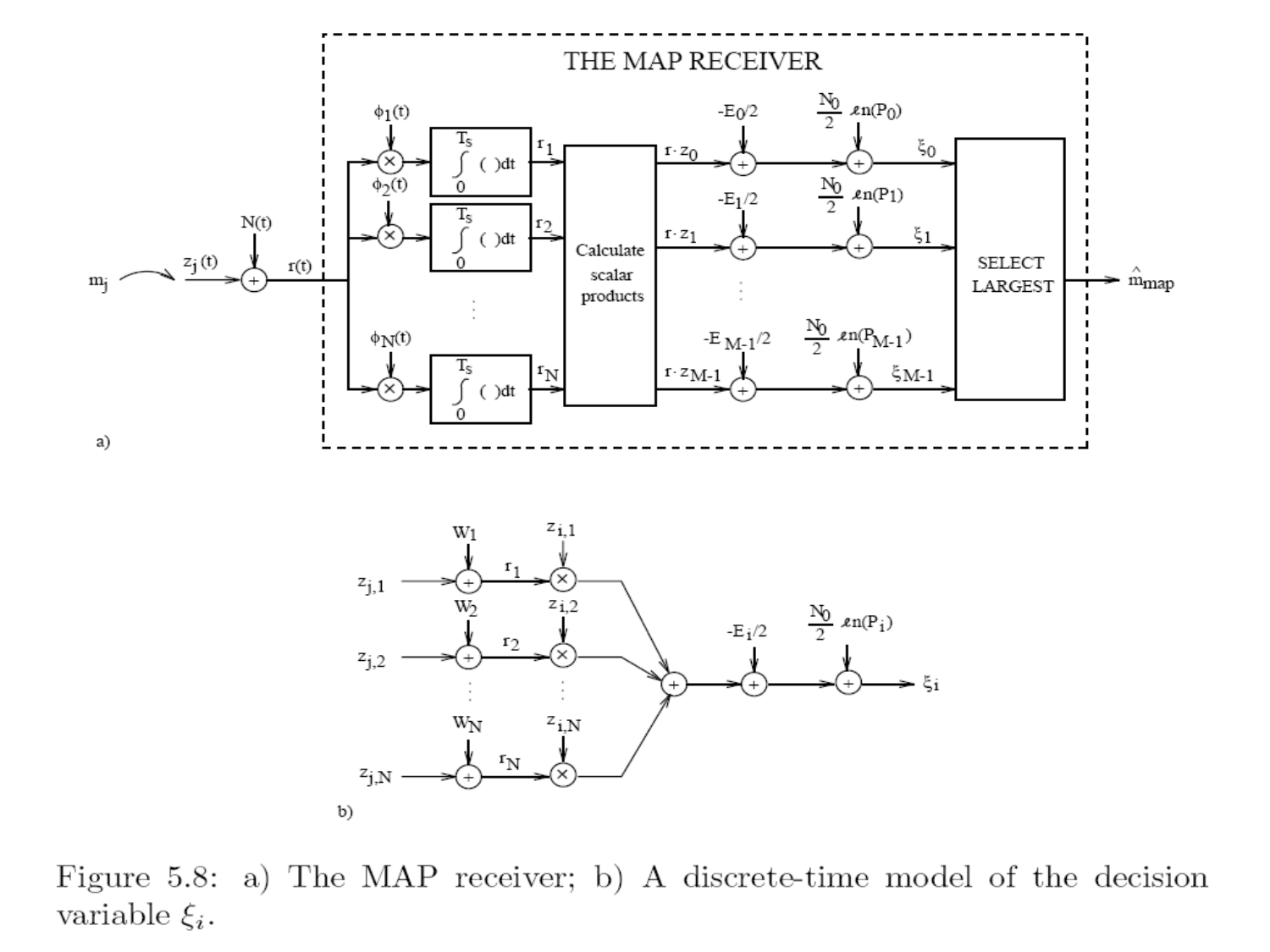THE MAP RECEIVER

$m_j$

$z_j(t)$

$N(t)$

$r(t)$

$\phi_1(t)$

$\phi_2(t)$

$\phi_N(t)$

$\int_0^{T_s} (\,)dt$

$r_1$

$r_2$

$r_N$

Calculate scalar products

$r \cdot z_0$

$r \cdot z_1$

$r \cdot z_{M-1}$

$-E_0/2$

$-E_1/2$

$-E_{M-1}/2$

$\frac{N_0}{2} \ln(P_0)$

$\frac{N_0}{2} \ln(P_1)$

$\frac{N_0}{2} \ln(P_{M-1})$

$\xi_0$

$\xi_1$

$\xi_{M-1}$

SELECT LARGEST

$\hat{m}_{map}$

a)

$z_{j,1}$

$z_{j,2}$

$z_{j,N}$

$W_1$

$W_2$

$W_N$

$r_1$

$r_2$

$r_N$

$z_{i,1}$

$z_{i,2}$

$z_{i,N}$

$-E_i/2$

$\frac{N_0}{2} \ln(P_i)$

$\xi_i$

b)

Figure 5.8: a) The MAP receiver; b) A discrete-time model of the decision variable $\xi_i$.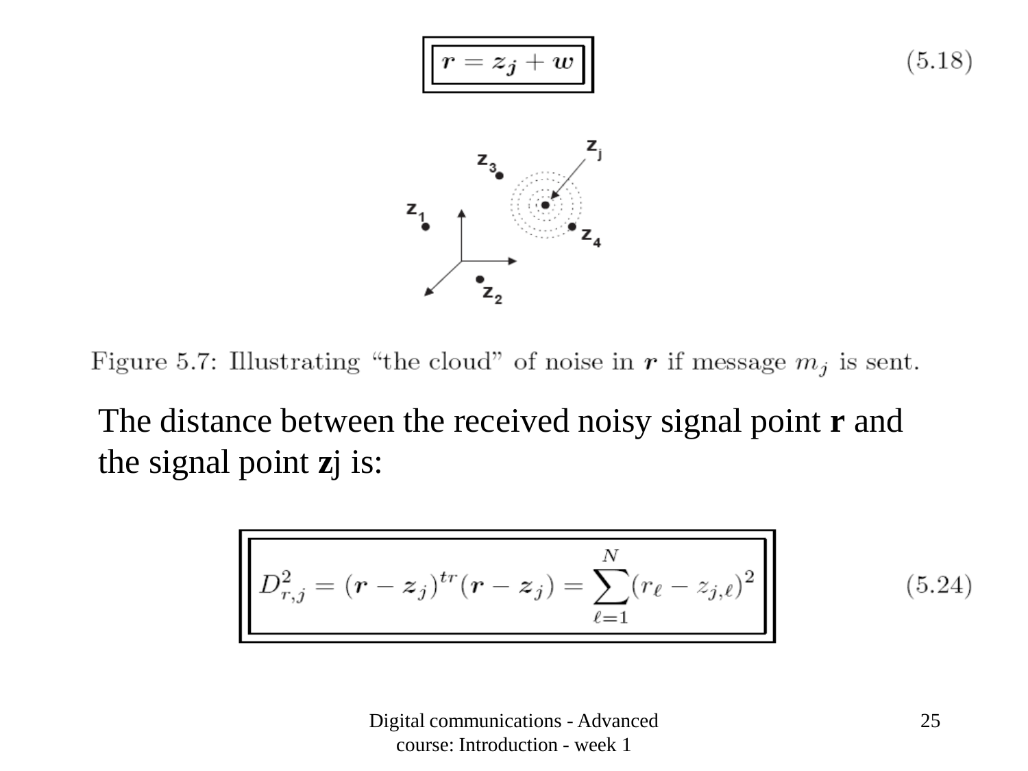$$\boldsymbol{r} = \boldsymbol{z_j} + \boldsymbol{w} \tag{5.18}$$

Figure 5.7: Illustrating "the cloud" of noise in $\boldsymbol{r}$ if message $m_j$ is sent.

The distance between the received noisy signal point **r** and the signal point **z**j is:

$$D^2_{r,j} = (\boldsymbol{r} - \boldsymbol{z}_j)^{tr}(\boldsymbol{r} - \boldsymbol{z}_j) = \sum_{\ell=1}^{N}(r_\ell - z_{j,\ell})^2 \tag{5.24}$$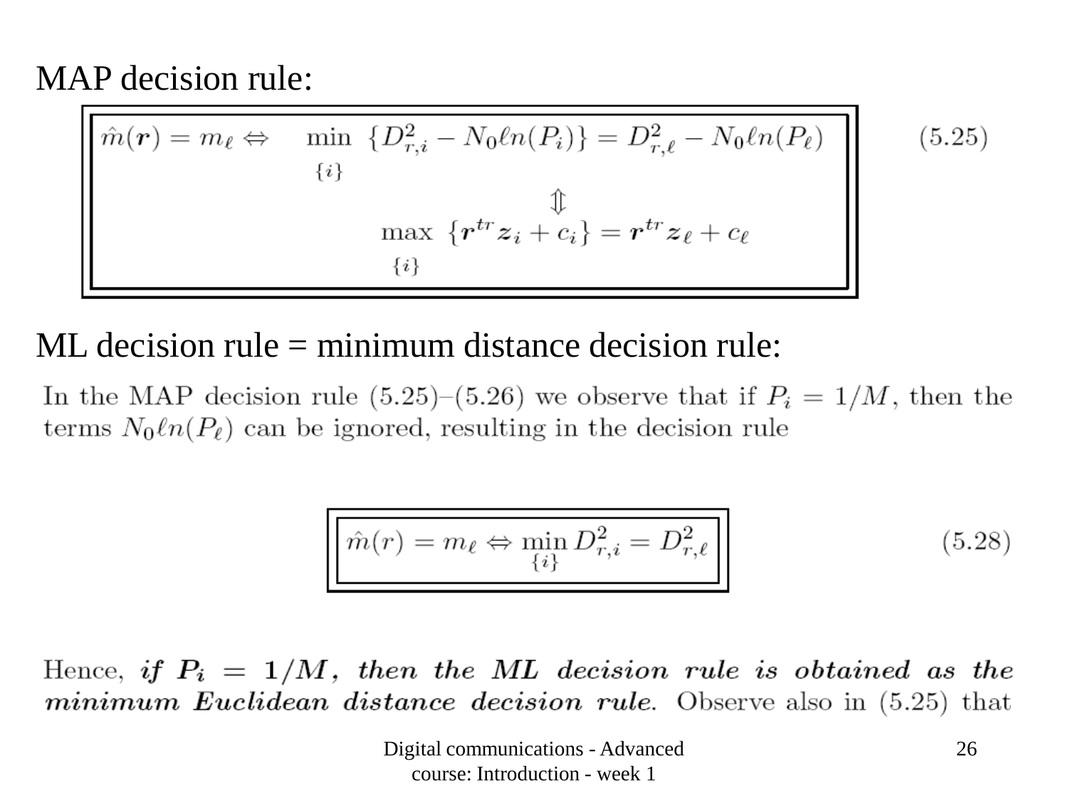MAP decision rule:

$$\hat{m}(\boldsymbol{r}) = m_\ell \Leftrightarrow \min_{\{i\}} \{D^2_{r,i} - N_0 \ell n(P_i)\} = D^2_{r,\ell} - N_0 \ell n(P_\ell) \quad \Updownarrow \quad \max_{\{i\}} \{\boldsymbol{r}^{tr}\boldsymbol{z}_i + c_i\} = \boldsymbol{r}^{tr}\boldsymbol{z}_\ell + c_\ell \tag{5.25}$$

ML decision rule = minimum distance decision rule:

In the MAP decision rule (5.25)–(5.26) we observe that if $P_i = 1/M$, then the terms $N_0 \ell n(P_\ell)$ can be ignored, resulting in the decision rule

$$\hat{m}(r) = m_\ell \Leftrightarrow \min_{\{i\}} D^2_{r,i} = D^2_{r,\ell} \tag{5.28}$$

Hence, ***if $P_i = 1/M$, then the ML decision rule is obtained as the minimum Euclidean distance decision rule.*** Observe also in (5.25) that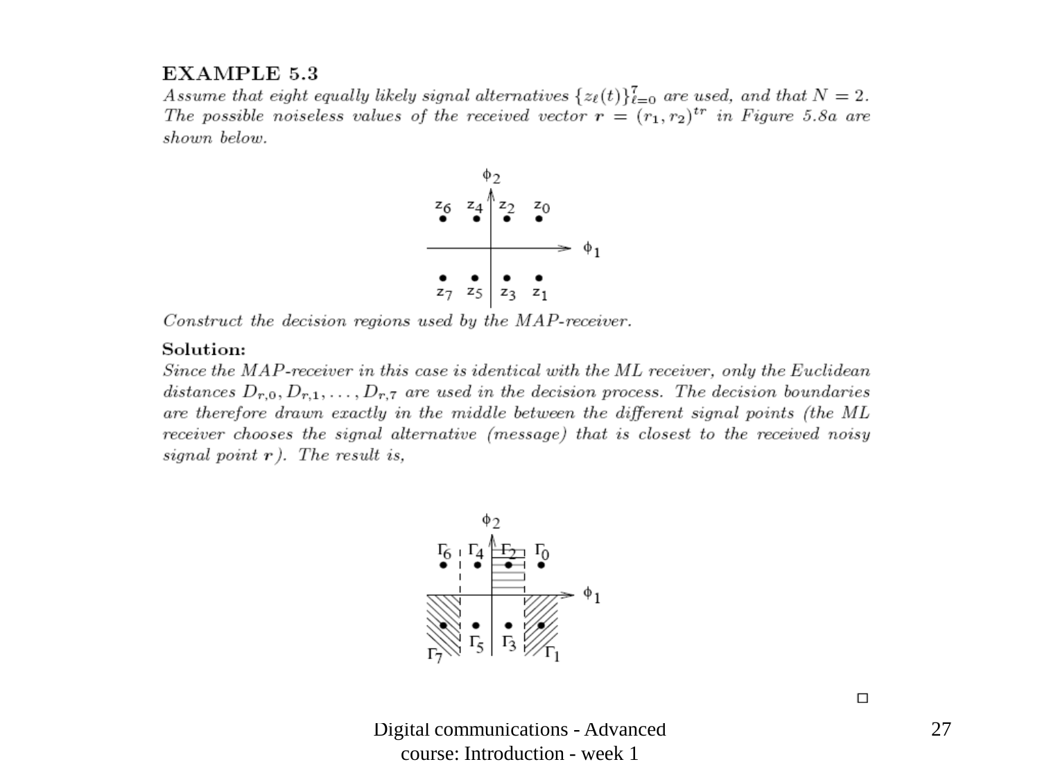**EXAMPLE 5.3**

*Assume that eight equally likely signal alternatives* $\{z_\ell(t)\}_{\ell=0}^{7}$ *are used, and that* $N = 2$*. The possible noiseless values of the received vector* $\boldsymbol{r} = (r_1, r_2)^{tr}$ *in Figure 5.8a are shown below.*

$\phi_2$

$z_6$ $z_4$ $z_2$ $z_0$

$\phi_1$

$z_7$ $z_5$ $z_3$ $z_1$

*Construct the decision regions used by the MAP-receiver.*

**Solution:**

*Since the MAP-receiver in this case is identical with the ML receiver, only the Euclidean distances* $D_{r,0}, D_{r,1}, \ldots, D_{r,7}$ *are used in the decision process. The decision boundaries are therefore drawn exactly in the middle between the different signal points (the ML receiver chooses the signal alternative (message) that is closest to the received noisy signal point* $\boldsymbol{r}$*). The result is,*

$\phi_2$

$\Gamma_6$ $\Gamma_4$ $\Gamma_2$ $\Gamma_0$

$\phi_1$

$\Gamma_7$ $\Gamma_5$ $\Gamma_3$ $\Gamma_1$

□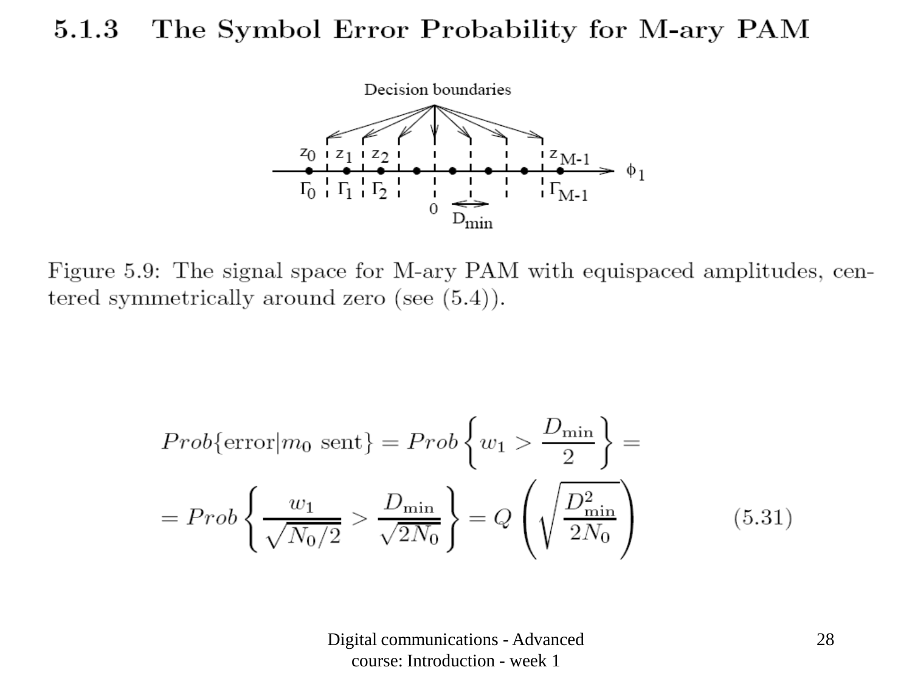### 5.1.3 The Symbol Error Probability for M-ary PAM

Decision boundaries

$z_0$ $z_1$ $z_2$ $z_{M-1}$ $\phi_1$

$\Gamma_0$ $\Gamma_1$ $\Gamma_2$ $\Gamma_{M-1}$

0 $D_{\min}$

Figure 5.9: The signal space for M-ary PAM with equispaced amplitudes, centered symmetrically around zero (see (5.4)).

$$
Prob\{\text{error}|m_0 \text{ sent}\} = Prob\left\{w_1 > \frac{D_{\min}}{2}\right\} =
$$

$$
= Prob\left\{\frac{w_1}{\sqrt{N_0/2}} > \frac{D_{\min}}{\sqrt{2N_0}}\right\} = Q\left(\sqrt{\frac{D_{\min}^2}{2N_0}}\right) \qquad (5.31)
$$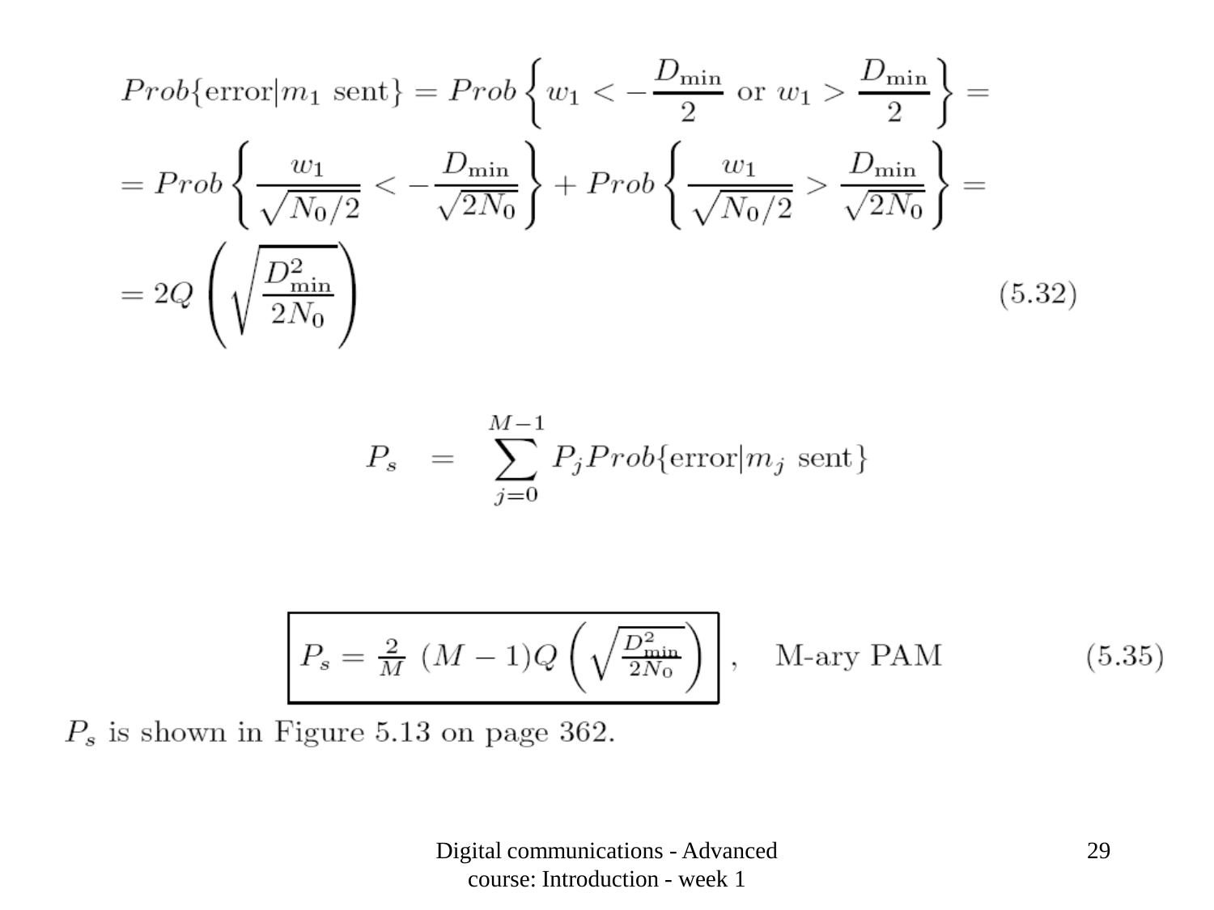$$
\begin{aligned}
Prob\{\text{error}|m_1 \text{ sent}\} &= Prob\left\{w_1 < -\frac{D_{\min}}{2} \text{ or } w_1 > \frac{D_{\min}}{2}\right\} = \\
&= Prob\left\{\frac{w_1}{\sqrt{N_0/2}} < -\frac{D_{\min}}{\sqrt{2N_0}}\right\} + Prob\left\{\frac{w_1}{\sqrt{N_0/2}} > \frac{D_{\min}}{\sqrt{2N_0}}\right\} = \\
&= 2Q\left(\sqrt{\frac{D_{\min}^2}{2N_0}}\right) \qquad (5.32)
\end{aligned}
$$

$$
P_s \quad = \quad \sum_{j=0}^{M-1} P_j Prob\{\text{error}|m_j \text{ sent}\}
$$

$$
\boxed{P_s = \frac{2}{M}\ (M-1)Q\left(\sqrt{\frac{D_{\min}^2}{2N_0}}\right)}, \quad \text{M-ary PAM} \qquad (5.35)
$$

$P_s$ is shown in Figure 5.13 on page 362.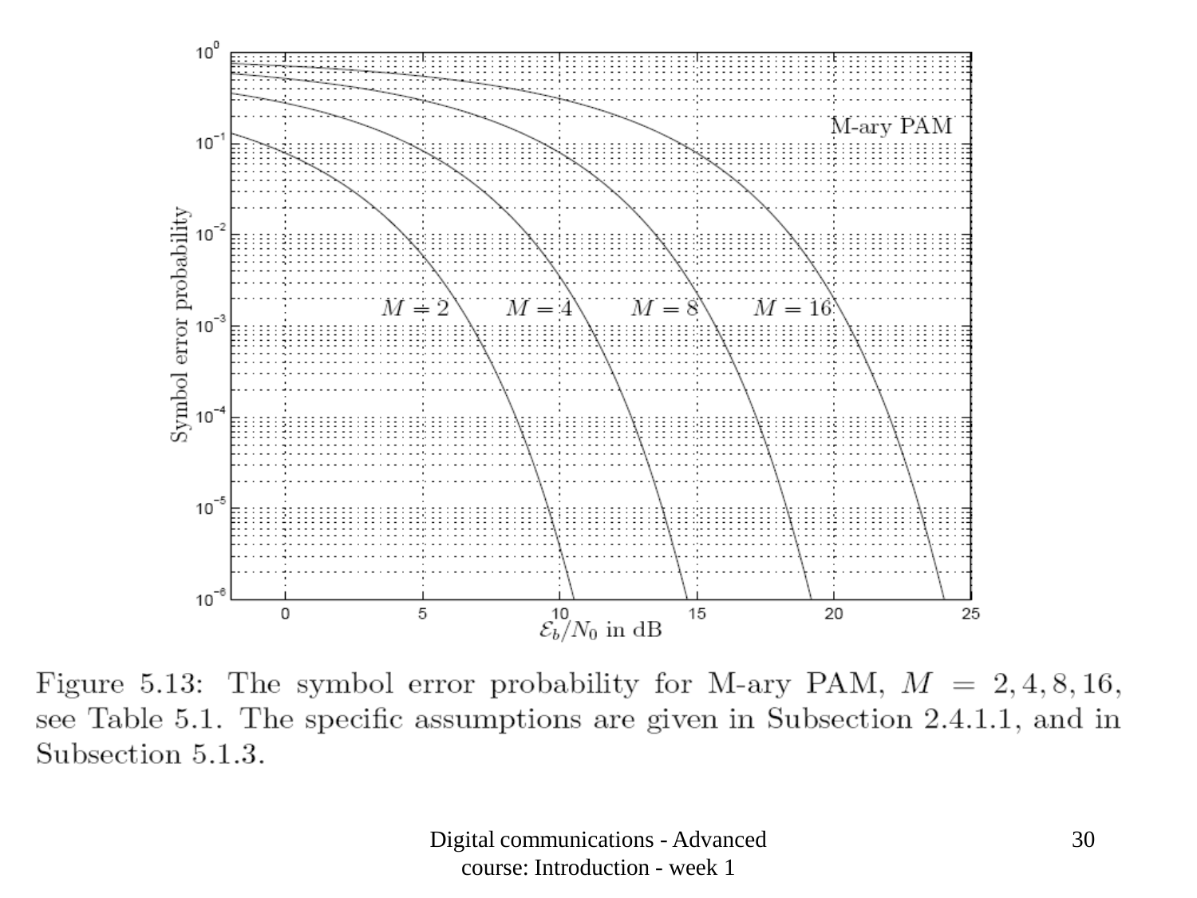M-ary PAM

Symbol error probability

$10^0$

$10^{-1}$

$10^{-2}$

$10^{-3}$

$10^{-4}$

$10^{-5}$

$10^{-6}$

$M = 2$ $M = 4$ $M = 8$ $M = 16$

0 5 10 15 20 25

$\mathcal{E}_b/N_0$ in dB

Figure 5.13: The symbol error probability for M-ary PAM, $M = 2, 4, 8, 16$, see Table 5.1. The specific assumptions are given in Subsection 2.4.1.1, and in Subsection 5.1.3.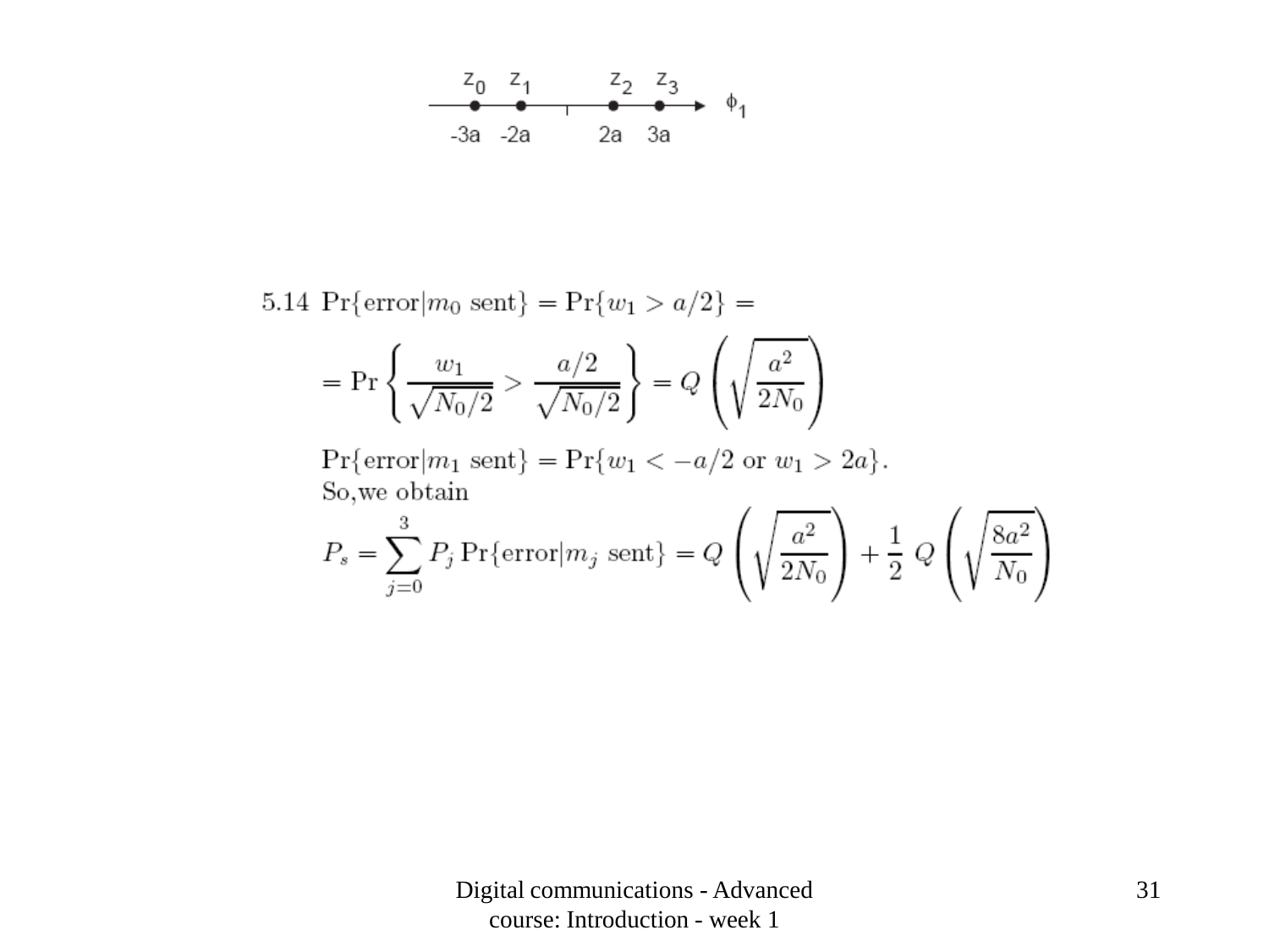$z_0$ $z_1$ $z_2$ $z_3$

$\phi_1$

-3a -2a 2a 3a

5.14 $\Pr\{\text{error}|m_0 \text{ sent}\} = \Pr\{w_1 > a/2\} =$

$$= \Pr\left\{\frac{w_1}{\sqrt{N_0/2}} > \frac{a/2}{\sqrt{N_0/2}}\right\} = Q\left(\sqrt{\frac{a^2}{2N_0}}\right)$$

$\Pr\{\text{error}|m_1 \text{ sent}\} = \Pr\{w_1 < -a/2 \text{ or } w_1 > 2a\}$.

So,we obtain

$$P_s = \sum_{j=0}^{3} P_j \Pr\{\text{error}|m_j \text{ sent}\} = Q\left(\sqrt{\frac{a^2}{2N_0}}\right) + \frac{1}{2}\, Q\left(\sqrt{\frac{8a^2}{N_0}}\right)$$